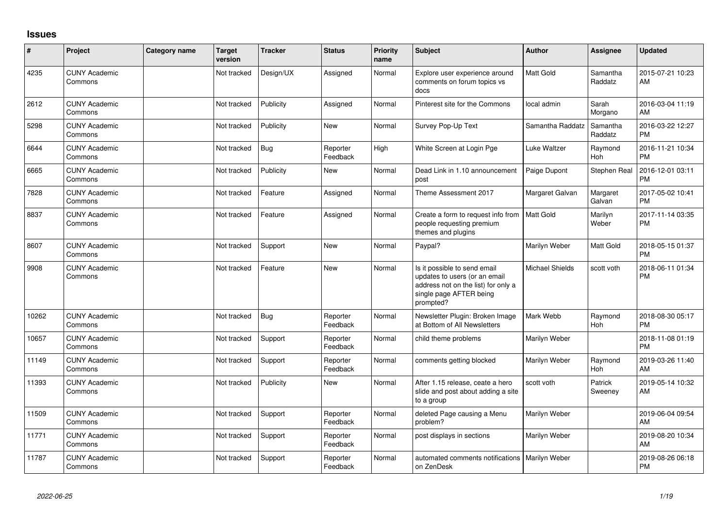# Issues

| # | Project | Category name | Target version | Tracker | Status | Priority name | Subject | Author | Assignee | Updated |
|---|---|---|---|---|---|---|---|---|---|---|
| 4235 | CUNY Academic Commons | | Not tracked | Design/UX | Assigned | Normal | Explore user experience around comments on forum topics vs docs | Matt Gold | Samantha Raddatz | 2015-07-21 10:23 AM |
| 2612 | CUNY Academic Commons | | Not tracked | Publicity | Assigned | Normal | Pinterest site for the Commons | local admin | Sarah Morgano | 2016-03-04 11:19 AM |
| 5298 | CUNY Academic Commons | | Not tracked | Publicity | New | Normal | Survey Pop-Up Text | Samantha Raddatz | Samantha Raddatz | 2016-03-22 12:27 PM |
| 6644 | CUNY Academic Commons | | Not tracked | Bug | Reporter Feedback | High | White Screen at Login Pge | Luke Waltzer | Raymond Hoh | 2016-11-21 10:34 PM |
| 6665 | CUNY Academic Commons | | Not tracked | Publicity | New | Normal | Dead Link in 1.10 announcement post | Paige Dupont | Stephen Real | 2016-12-01 03:11 PM |
| 7828 | CUNY Academic Commons | | Not tracked | Feature | Assigned | Normal | Theme Assessment 2017 | Margaret Galvan | Margaret Galvan | 2017-05-02 10:41 PM |
| 8837 | CUNY Academic Commons | | Not tracked | Feature | Assigned | Normal | Create a form to request info from people requesting premium themes and plugins | Matt Gold | Marilyn Weber | 2017-11-14 03:35 PM |
| 8607 | CUNY Academic Commons | | Not tracked | Support | New | Normal | Paypal? | Marilyn Weber | Matt Gold | 2018-05-15 01:37 PM |
| 9908 | CUNY Academic Commons | | Not tracked | Feature | New | Normal | Is it possible to send email updates to users (or an email address not on the list) for only a single page AFTER being prompted? | Michael Shields | scott voth | 2018-06-11 01:34 PM |
| 10262 | CUNY Academic Commons | | Not tracked | Bug | Reporter Feedback | Normal | Newsletter Plugin: Broken Image at Bottom of All Newsletters | Mark Webb | Raymond Hoh | 2018-08-30 05:17 PM |
| 10657 | CUNY Academic Commons | | Not tracked | Support | Reporter Feedback | Normal | child theme problems | Marilyn Weber | | 2018-11-08 01:19 PM |
| 11149 | CUNY Academic Commons | | Not tracked | Support | Reporter Feedback | Normal | comments getting blocked | Marilyn Weber | Raymond Hoh | 2019-03-26 11:40 AM |
| 11393 | CUNY Academic Commons | | Not tracked | Publicity | New | Normal | After 1.15 release, ceate a hero slide and post about adding a site to a group | scott voth | Patrick Sweeney | 2019-05-14 10:32 AM |
| 11509 | CUNY Academic Commons | | Not tracked | Support | Reporter Feedback | Normal | deleted Page causing a Menu problem? | Marilyn Weber | | 2019-06-04 09:54 AM |
| 11771 | CUNY Academic Commons | | Not tracked | Support | Reporter Feedback | Normal | post displays in sections | Marilyn Weber | | 2019-08-20 10:34 AM |
| 11787 | CUNY Academic Commons | | Not tracked | Support | Reporter Feedback | Normal | automated comments notifications on ZenDesk | Marilyn Weber | | 2019-08-26 06:18 PM |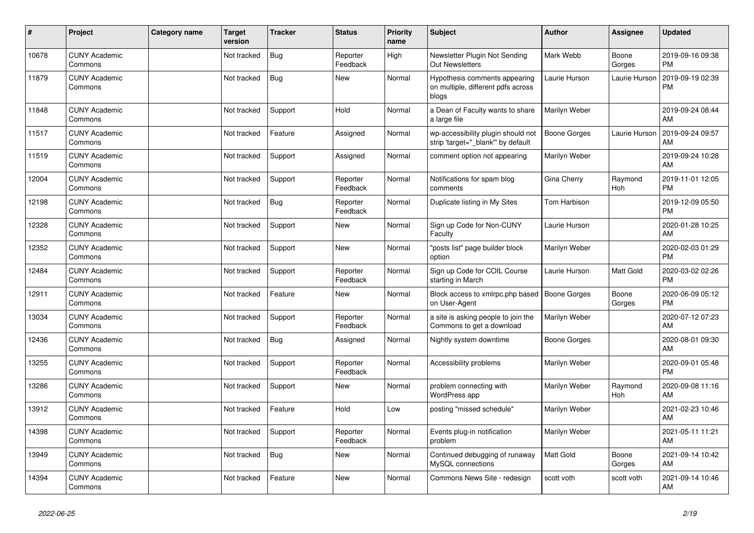| # | Project | Category name | Target version | Tracker | Status | Priority name | Subject | Author | Assignee | Updated |
|---|---|---|---|---|---|---|---|---|---|---|
| 10678 | CUNY Academic Commons | | Not tracked | Bug | Reporter Feedback | High | Newsletter Plugin Not Sending Out Newsletters | Mark Webb | Boone Gorges | 2019-09-16 09:38 PM |
| 11879 | CUNY Academic Commons | | Not tracked | Bug | New | Normal | Hypothesis comments appearing on multiple, different pdfs across blogs | Laurie Hurson | Laurie Hurson | 2019-09-19 02:39 PM |
| 11848 | CUNY Academic Commons | | Not tracked | Support | Hold | Normal | a Dean of Faculty wants to share a large file | Marilyn Weber | | 2019-09-24 08:44 AM |
| 11517 | CUNY Academic Commons | | Not tracked | Feature | Assigned | Normal | wp-accessibility plugin should not strip 'target="_blank"' by default | Boone Gorges | Laurie Hurson | 2019-09-24 09:57 AM |
| 11519 | CUNY Academic Commons | | Not tracked | Support | Assigned | Normal | comment option not appearing | Marilyn Weber | | 2019-09-24 10:28 AM |
| 12004 | CUNY Academic Commons | | Not tracked | Support | Reporter Feedback | Normal | Notifications for spam blog comments | Gina Cherry | Raymond Hoh | 2019-11-01 12:05 PM |
| 12198 | CUNY Academic Commons | | Not tracked | Bug | Reporter Feedback | Normal | Duplicate listing in My Sites | Tom Harbison | | 2019-12-09 05:50 PM |
| 12328 | CUNY Academic Commons | | Not tracked | Support | New | Normal | Sign up Code for Non-CUNY Faculty | Laurie Hurson | | 2020-01-28 10:25 AM |
| 12352 | CUNY Academic Commons | | Not tracked | Support | New | Normal | "posts list" page builder block option | Marilyn Weber | | 2020-02-03 01:29 PM |
| 12484 | CUNY Academic Commons | | Not tracked | Support | Reporter Feedback | Normal | Sign up Code for COIL Course starting in March | Laurie Hurson | Matt Gold | 2020-03-02 02:26 PM |
| 12911 | CUNY Academic Commons | | Not tracked | Feature | New | Normal | Block access to xmlrpc.php based on User-Agent | Boone Gorges | Boone Gorges | 2020-06-09 05:12 PM |
| 13034 | CUNY Academic Commons | | Not tracked | Support | Reporter Feedback | Normal | a site is asking people to join the Commons to get a download | Marilyn Weber | | 2020-07-12 07:23 AM |
| 12436 | CUNY Academic Commons | | Not tracked | Bug | Assigned | Normal | Nightly system downtime | Boone Gorges | | 2020-08-01 09:30 AM |
| 13255 | CUNY Academic Commons | | Not tracked | Support | Reporter Feedback | Normal | Accessibility problems | Marilyn Weber | | 2020-09-01 05:48 PM |
| 13286 | CUNY Academic Commons | | Not tracked | Support | New | Normal | problem connecting with WordPress app | Marilyn Weber | Raymond Hoh | 2020-09-08 11:16 AM |
| 13912 | CUNY Academic Commons | | Not tracked | Feature | Hold | Low | posting "missed schedule" | Marilyn Weber | | 2021-02-23 10:46 AM |
| 14398 | CUNY Academic Commons | | Not tracked | Support | Reporter Feedback | Normal | Events plug-in notification problem | Marilyn Weber | | 2021-05-11 11:21 AM |
| 13949 | CUNY Academic Commons | | Not tracked | Bug | New | Normal | Continued debugging of runaway MySQL connections | Matt Gold | Boone Gorges | 2021-09-14 10:42 AM |
| 14394 | CUNY Academic Commons | | Not tracked | Feature | New | Normal | Commons News Site - redesign | scott voth | scott voth | 2021-09-14 10:46 AM |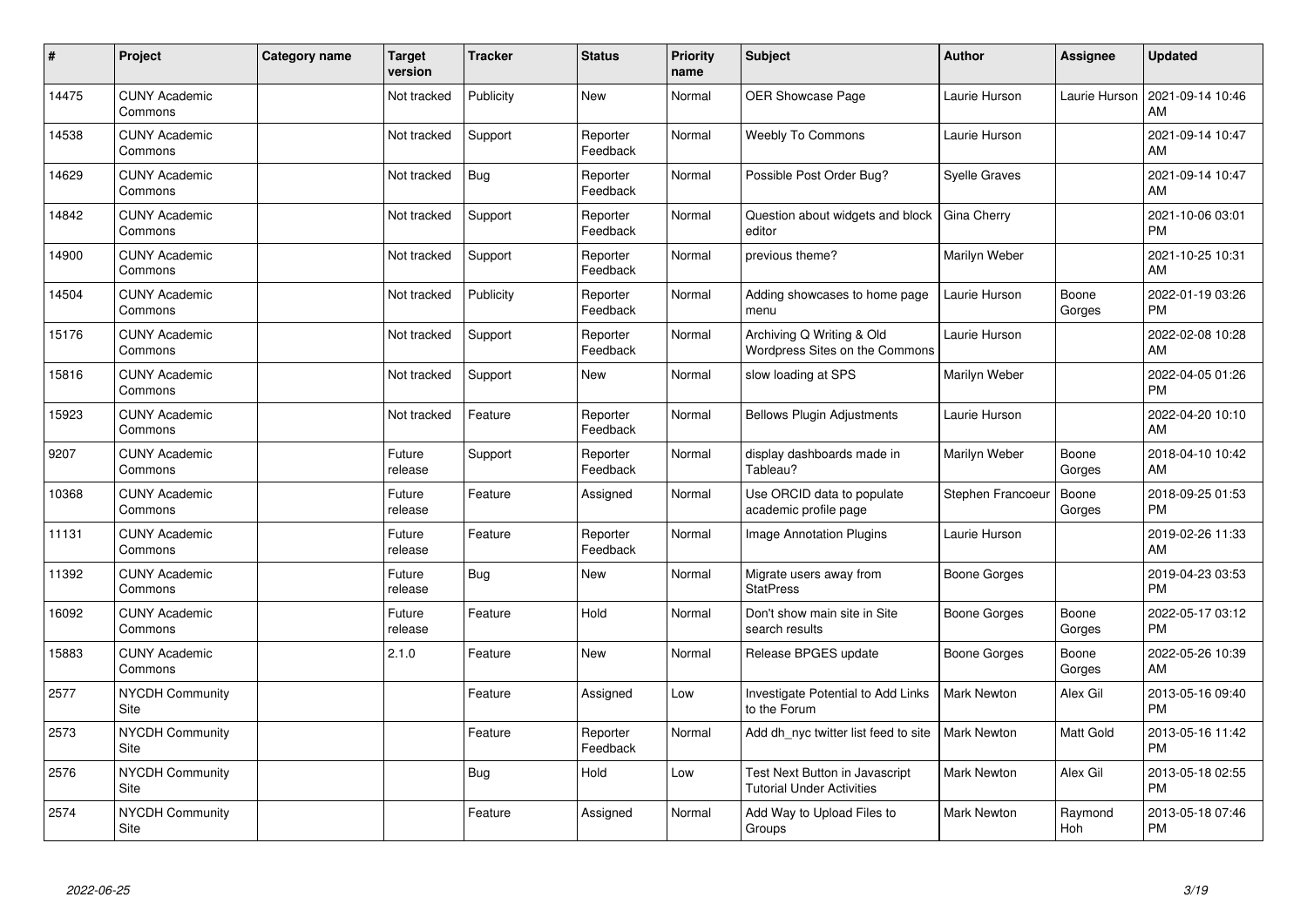| # | Project | Category name | Target version | Tracker | Status | Priority name | Subject | Author | Assignee | Updated |
|---|---|---|---|---|---|---|---|---|---|---|
| 14475 | CUNY Academic Commons | | Not tracked | Publicity | New | Normal | OER Showcase Page | Laurie Hurson | Laurie Hurson | 2021-09-14 10:46 AM |
| 14538 | CUNY Academic Commons | | Not tracked | Support | Reporter Feedback | Normal | Weebly To Commons | Laurie Hurson | | 2021-09-14 10:47 AM |
| 14629 | CUNY Academic Commons | | Not tracked | Bug | Reporter Feedback | Normal | Possible Post Order Bug? | Syelle Graves | | 2021-09-14 10:47 AM |
| 14842 | CUNY Academic Commons | | Not tracked | Support | Reporter Feedback | Normal | Question about widgets and block editor | Gina Cherry | | 2021-10-06 03:01 PM |
| 14900 | CUNY Academic Commons | | Not tracked | Support | Reporter Feedback | Normal | previous theme? | Marilyn Weber | | 2021-10-25 10:31 AM |
| 14504 | CUNY Academic Commons | | Not tracked | Publicity | Reporter Feedback | Normal | Adding showcases to home page menu | Laurie Hurson | Boone Gorges | 2022-01-19 03:26 PM |
| 15176 | CUNY Academic Commons | | Not tracked | Support | Reporter Feedback | Normal | Archiving Q Writing & Old Wordpress Sites on the Commons | Laurie Hurson | | 2022-02-08 10:28 AM |
| 15816 | CUNY Academic Commons | | Not tracked | Support | New | Normal | slow loading at SPS | Marilyn Weber | | 2022-04-05 01:26 PM |
| 15923 | CUNY Academic Commons | | Not tracked | Feature | Reporter Feedback | Normal | Bellows Plugin Adjustments | Laurie Hurson | | 2022-04-20 10:10 AM |
| 9207 | CUNY Academic Commons | | Future release | Support | Reporter Feedback | Normal | display dashboards made in Tableau? | Marilyn Weber | Boone Gorges | 2018-04-10 10:42 AM |
| 10368 | CUNY Academic Commons | | Future release | Feature | Assigned | Normal | Use ORCID data to populate academic profile page | Stephen Francoeur | Boone Gorges | 2018-09-25 01:53 PM |
| 11131 | CUNY Academic Commons | | Future release | Feature | Reporter Feedback | Normal | Image Annotation Plugins | Laurie Hurson | | 2019-02-26 11:33 AM |
| 11392 | CUNY Academic Commons | | Future release | Bug | New | Normal | Migrate users away from StatPress | Boone Gorges | | 2019-04-23 03:53 PM |
| 16092 | CUNY Academic Commons | | Future release | Feature | Hold | Normal | Don't show main site in Site search results | Boone Gorges | Boone Gorges | 2022-05-17 03:12 PM |
| 15883 | CUNY Academic Commons | | 2.1.0 | Feature | New | Normal | Release BPGES update | Boone Gorges | Boone Gorges | 2022-05-26 10:39 AM |
| 2577 | NYCDH Community Site | | | Feature | Assigned | Low | Investigate Potential to Add Links to the Forum | Mark Newton | Alex Gil | 2013-05-16 09:40 PM |
| 2573 | NYCDH Community Site | | | Feature | Reporter Feedback | Normal | Add dh_nyc twitter list feed to site | Mark Newton | Matt Gold | 2013-05-16 11:42 PM |
| 2576 | NYCDH Community Site | | | Bug | Hold | Low | Test Next Button in Javascript Tutorial Under Activities | Mark Newton | Alex Gil | 2013-05-18 02:55 PM |
| 2574 | NYCDH Community Site | | | Feature | Assigned | Normal | Add Way to Upload Files to Groups | Mark Newton | Raymond Hoh | 2013-05-18 07:46 PM |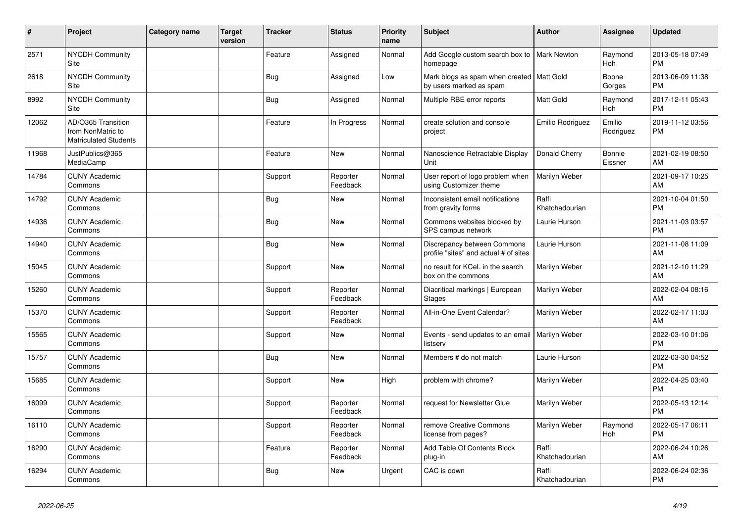| # | Project | Category name | Target version | Tracker | Status | Priority name | Subject | Author | Assignee | Updated |
|---|---|---|---|---|---|---|---|---|---|---|
| 2571 | NYCDH Community Site | | | Feature | Assigned | Normal | Add Google custom search box to homepage | Mark Newton | Raymond Hoh | 2013-05-18 07:49 PM |
| 2618 | NYCDH Community Site | | | Bug | Assigned | Low | Mark blogs as spam when created by users marked as spam | Matt Gold | Boone Gorges | 2013-06-09 11:38 PM |
| 8992 | NYCDH Community Site | | | Bug | Assigned | Normal | Multiple RBE error reports | Matt Gold | Raymond Hoh | 2017-12-11 05:43 PM |
| 12062 | AD/O365 Transition from NonMatric to Matriculated Students | | | Feature | In Progress | Normal | create solution and console project | Emilio Rodriguez | Emilio Rodriguez | 2019-11-12 03:56 PM |
| 11968 | JustPublics@365 MediaCamp | | | Feature | New | Normal | Nanoscience Retractable Display Unit | Donald Cherry | Bonnie Eissner | 2021-02-19 08:50 AM |
| 14784 | CUNY Academic Commons | | | Support | Reporter Feedback | Normal | User report of logo problem when using Customizer theme | Marilyn Weber | | 2021-09-17 10:25 AM |
| 14792 | CUNY Academic Commons | | | Bug | New | Normal | Inconsistent email notifications from gravity forms | Raffi Khatchadourian | | 2021-10-04 01:50 PM |
| 14936 | CUNY Academic Commons | | | Bug | New | Normal | Commons websites blocked by SPS campus network | Laurie Hurson | | 2021-11-03 03:57 PM |
| 14940 | CUNY Academic Commons | | | Bug | New | Normal | Discrepancy between Commons profile "sites" and actual # of sites | Laurie Hurson | | 2021-11-08 11:09 AM |
| 15045 | CUNY Academic Commons | | | Support | New | Normal | no result for KCeL in the search box on the commons | Marilyn Weber | | 2021-12-10 11:29 AM |
| 15260 | CUNY Academic Commons | | | Support | Reporter Feedback | Normal | Diacritical markings \| European Stages | Marilyn Weber | | 2022-02-04 08:16 AM |
| 15370 | CUNY Academic Commons | | | Support | Reporter Feedback | Normal | All-in-One Event Calendar? | Marilyn Weber | | 2022-02-17 11:03 AM |
| 15565 | CUNY Academic Commons | | | Support | New | Normal | Events - send updates to an email listserv | Marilyn Weber | | 2022-03-10 01:06 PM |
| 15757 | CUNY Academic Commons | | | Bug | New | Normal | Members # do not match | Laurie Hurson | | 2022-03-30 04:52 PM |
| 15685 | CUNY Academic Commons | | | Support | New | High | problem with chrome? | Marilyn Weber | | 2022-04-25 03:40 PM |
| 16099 | CUNY Academic Commons | | | Support | Reporter Feedback | Normal | request for Newsletter Glue | Marilyn Weber | | 2022-05-13 12:14 PM |
| 16110 | CUNY Academic Commons | | | Support | Reporter Feedback | Normal | remove Creative Commons license from pages? | Marilyn Weber | Raymond Hoh | 2022-05-17 06:11 PM |
| 16290 | CUNY Academic Commons | | | Feature | Reporter Feedback | Normal | Add Table Of Contents Block plug-in | Raffi Khatchadourian | | 2022-06-24 10:26 AM |
| 16294 | CUNY Academic Commons | | | Bug | New | Urgent | CAC is down | Raffi Khatchadourian | | 2022-06-24 02:36 PM |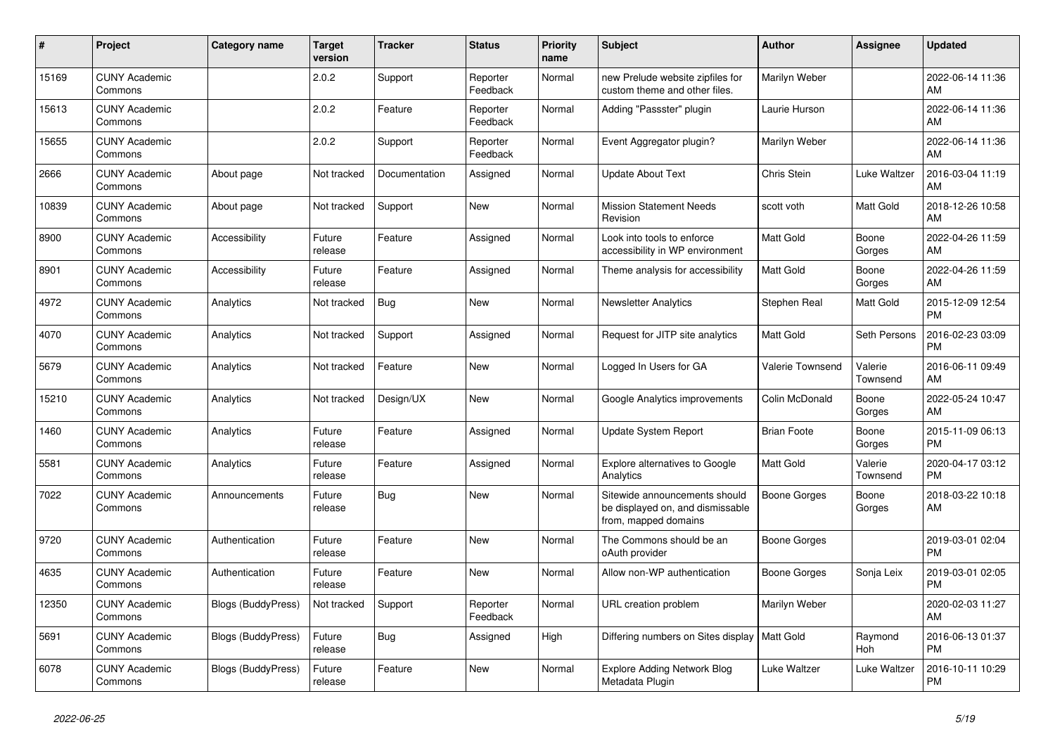| # | Project | Category name | Target version | Tracker | Status | Priority name | Subject | Author | Assignee | Updated |
|---|---|---|---|---|---|---|---|---|---|---|
| 15169 | CUNY Academic Commons | | 2.0.2 | Support | Reporter Feedback | Normal | new Prelude website zipfiles for custom theme and other files. | Marilyn Weber | | 2022-06-14 11:36 AM |
| 15613 | CUNY Academic Commons | | 2.0.2 | Feature | Reporter Feedback | Normal | Adding "Passster" plugin | Laurie Hurson | | 2022-06-14 11:36 AM |
| 15655 | CUNY Academic Commons | | 2.0.2 | Support | Reporter Feedback | Normal | Event Aggregator plugin? | Marilyn Weber | | 2022-06-14 11:36 AM |
| 2666 | CUNY Academic Commons | About page | Not tracked | Documentation | Assigned | Normal | Update About Text | Chris Stein | Luke Waltzer | 2016-03-04 11:19 AM |
| 10839 | CUNY Academic Commons | About page | Not tracked | Support | New | Normal | Mission Statement Needs Revision | scott voth | Matt Gold | 2018-12-26 10:58 AM |
| 8900 | CUNY Academic Commons | Accessibility | Future release | Feature | Assigned | Normal | Look into tools to enforce accessibility in WP environment | Matt Gold | Boone Gorges | 2022-04-26 11:59 AM |
| 8901 | CUNY Academic Commons | Accessibility | Future release | Feature | Assigned | Normal | Theme analysis for accessibility | Matt Gold | Boone Gorges | 2022-04-26 11:59 AM |
| 4972 | CUNY Academic Commons | Analytics | Not tracked | Bug | New | Normal | Newsletter Analytics | Stephen Real | Matt Gold | 2015-12-09 12:54 PM |
| 4070 | CUNY Academic Commons | Analytics | Not tracked | Support | Assigned | Normal | Request for JITP site analytics | Matt Gold | Seth Persons | 2016-02-23 03:09 PM |
| 5679 | CUNY Academic Commons | Analytics | Not tracked | Feature | New | Normal | Logged In Users for GA | Valerie Townsend | Valerie Townsend | 2016-06-11 09:49 AM |
| 15210 | CUNY Academic Commons | Analytics | Not tracked | Design/UX | New | Normal | Google Analytics improvements | Colin McDonald | Boone Gorges | 2022-05-24 10:47 AM |
| 1460 | CUNY Academic Commons | Analytics | Future release | Feature | Assigned | Normal | Update System Report | Brian Foote | Boone Gorges | 2015-11-09 06:13 PM |
| 5581 | CUNY Academic Commons | Analytics | Future release | Feature | Assigned | Normal | Explore alternatives to Google Analytics | Matt Gold | Valerie Townsend | 2020-04-17 03:12 PM |
| 7022 | CUNY Academic Commons | Announcements | Future release | Bug | New | Normal | Sitewide announcements should be displayed on, and dismissable from, mapped domains | Boone Gorges | Boone Gorges | 2018-03-22 10:18 AM |
| 9720 | CUNY Academic Commons | Authentication | Future release | Feature | New | Normal | The Commons should be an oAuth provider | Boone Gorges | | 2019-03-01 02:04 PM |
| 4635 | CUNY Academic Commons | Authentication | Future release | Feature | New | Normal | Allow non-WP authentication | Boone Gorges | Sonja Leix | 2019-03-01 02:05 PM |
| 12350 | CUNY Academic Commons | Blogs (BuddyPress) | Not tracked | Support | Reporter Feedback | Normal | URL creation problem | Marilyn Weber | | 2020-02-03 11:27 AM |
| 5691 | CUNY Academic Commons | Blogs (BuddyPress) | Future release | Bug | Assigned | High | Differing numbers on Sites display | Matt Gold | Raymond Hoh | 2016-06-13 01:37 PM |
| 6078 | CUNY Academic Commons | Blogs (BuddyPress) | Future release | Feature | New | Normal | Explore Adding Network Blog Metadata Plugin | Luke Waltzer | Luke Waltzer | 2016-10-11 10:29 PM |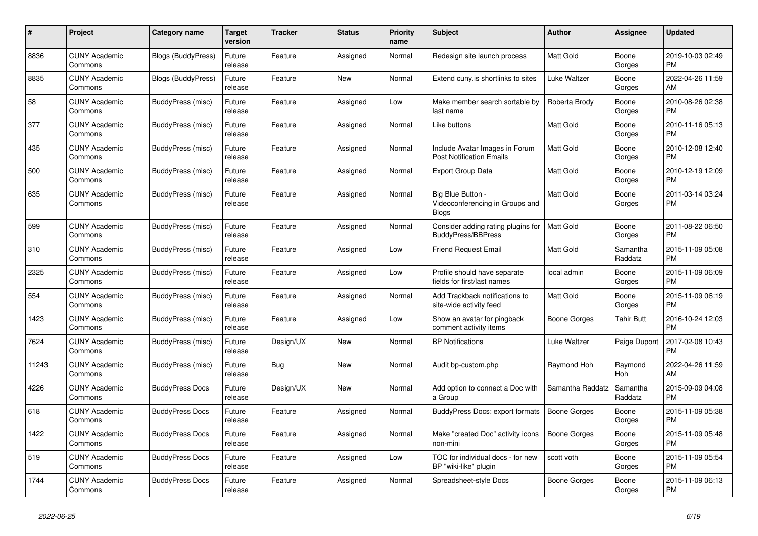| # | Project | Category name | Target version | Tracker | Status | Priority name | Subject | Author | Assignee | Updated |
|---|---|---|---|---|---|---|---|---|---|---|
| 8836 | CUNY Academic Commons | Blogs (BuddyPress) | Future release | Feature | Assigned | Normal | Redesign site launch process | Matt Gold | Boone Gorges | 2019-10-03 02:49 PM |
| 8835 | CUNY Academic Commons | Blogs (BuddyPress) | Future release | Feature | New | Normal | Extend cuny.is shortlinks to sites | Luke Waltzer | Boone Gorges | 2022-04-26 11:59 AM |
| 58 | CUNY Academic Commons | BuddyPress (misc) | Future release | Feature | Assigned | Low | Make member search sortable by last name | Roberta Brody | Boone Gorges | 2010-08-26 02:38 PM |
| 377 | CUNY Academic Commons | BuddyPress (misc) | Future release | Feature | Assigned | Normal | Like buttons | Matt Gold | Boone Gorges | 2010-11-16 05:13 PM |
| 435 | CUNY Academic Commons | BuddyPress (misc) | Future release | Feature | Assigned | Normal | Include Avatar Images in Forum Post Notification Emails | Matt Gold | Boone Gorges | 2010-12-08 12:40 PM |
| 500 | CUNY Academic Commons | BuddyPress (misc) | Future release | Feature | Assigned | Normal | Export Group Data | Matt Gold | Boone Gorges | 2010-12-19 12:09 PM |
| 635 | CUNY Academic Commons | BuddyPress (misc) | Future release | Feature | Assigned | Normal | Big Blue Button - Videoconferencing in Groups and Blogs | Matt Gold | Boone Gorges | 2011-03-14 03:24 PM |
| 599 | CUNY Academic Commons | BuddyPress (misc) | Future release | Feature | Assigned | Normal | Consider adding rating plugins for BuddyPress/BBPress | Matt Gold | Boone Gorges | 2011-08-22 06:50 PM |
| 310 | CUNY Academic Commons | BuddyPress (misc) | Future release | Feature | Assigned | Low | Friend Request Email | Matt Gold | Samantha Raddatz | 2015-11-09 05:08 PM |
| 2325 | CUNY Academic Commons | BuddyPress (misc) | Future release | Feature | Assigned | Low | Profile should have separate fields for first/last names | local admin | Boone Gorges | 2015-11-09 06:09 PM |
| 554 | CUNY Academic Commons | BuddyPress (misc) | Future release | Feature | Assigned | Normal | Add Trackback notifications to site-wide activity feed | Matt Gold | Boone Gorges | 2015-11-09 06:19 PM |
| 1423 | CUNY Academic Commons | BuddyPress (misc) | Future release | Feature | Assigned | Low | Show an avatar for pingback comment activity items | Boone Gorges | Tahir Butt | 2016-10-24 12:03 PM |
| 7624 | CUNY Academic Commons | BuddyPress (misc) | Future release | Design/UX | New | Normal | BP Notifications | Luke Waltzer | Paige Dupont | 2017-02-08 10:43 PM |
| 11243 | CUNY Academic Commons | BuddyPress (misc) | Future release | Bug | New | Normal | Audit bp-custom.php | Raymond Hoh | Raymond Hoh | 2022-04-26 11:59 AM |
| 4226 | CUNY Academic Commons | BuddyPress Docs | Future release | Design/UX | New | Normal | Add option to connect a Doc with a Group | Samantha Raddatz | Samantha Raddatz | 2015-09-09 04:08 PM |
| 618 | CUNY Academic Commons | BuddyPress Docs | Future release | Feature | Assigned | Normal | BuddyPress Docs: export formats | Boone Gorges | Boone Gorges | 2015-11-09 05:38 PM |
| 1422 | CUNY Academic Commons | BuddyPress Docs | Future release | Feature | Assigned | Normal | Make "created Doc" activity icons non-mini | Boone Gorges | Boone Gorges | 2015-11-09 05:48 PM |
| 519 | CUNY Academic Commons | BuddyPress Docs | Future release | Feature | Assigned | Low | TOC for individual docs - for new BP "wiki-like" plugin | scott voth | Boone Gorges | 2015-11-09 05:54 PM |
| 1744 | CUNY Academic Commons | BuddyPress Docs | Future release | Feature | Assigned | Normal | Spreadsheet-style Docs | Boone Gorges | Boone Gorges | 2015-11-09 06:13 PM |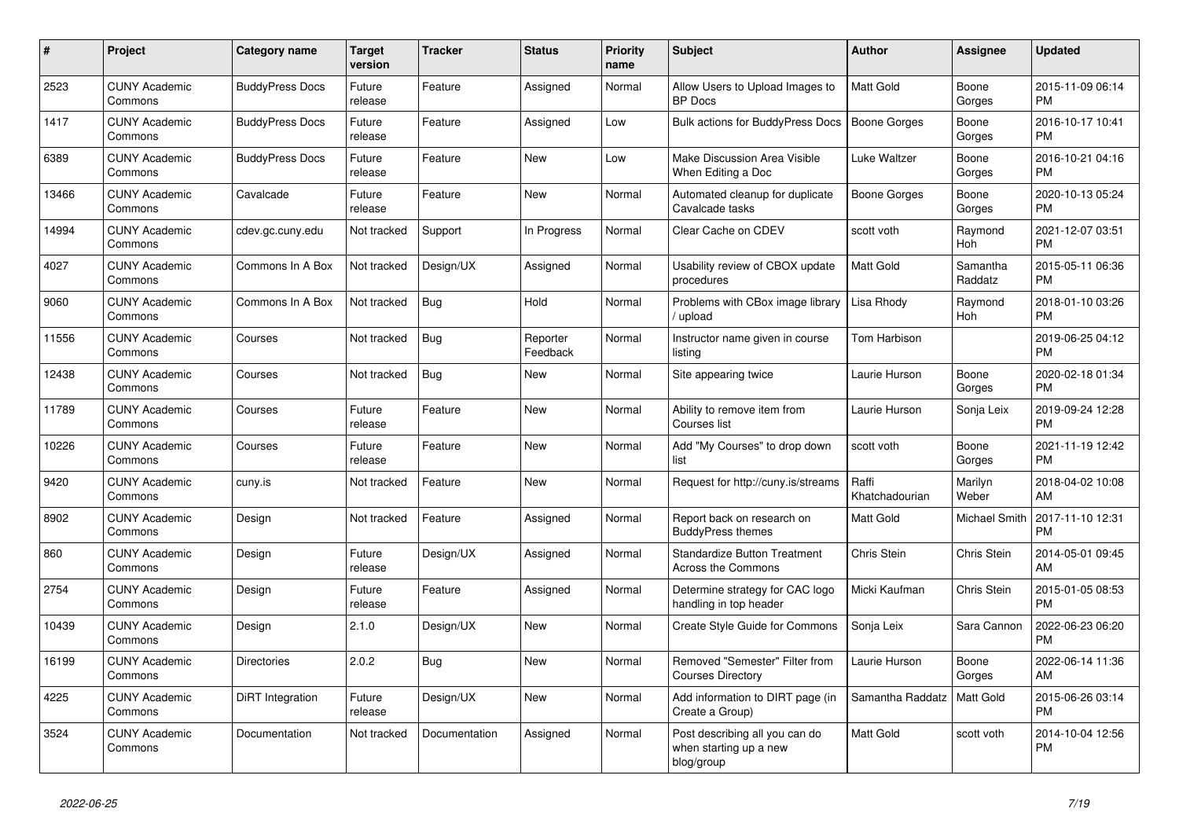| # | Project | Category name | Target version | Tracker | Status | Priority name | Subject | Author | Assignee | Updated |
|---|---|---|---|---|---|---|---|---|---|---|
| 2523 | CUNY Academic Commons | BuddyPress Docs | Future release | Feature | Assigned | Normal | Allow Users to Upload Images to BP Docs | Matt Gold | Boone Gorges | 2015-11-09 06:14 PM |
| 1417 | CUNY Academic Commons | BuddyPress Docs | Future release | Feature | Assigned | Low | Bulk actions for BuddyPress Docs | Boone Gorges | Boone Gorges | 2016-10-17 10:41 PM |
| 6389 | CUNY Academic Commons | BuddyPress Docs | Future release | Feature | New | Low | Make Discussion Area Visible When Editing a Doc | Luke Waltzer | Boone Gorges | 2016-10-21 04:16 PM |
| 13466 | CUNY Academic Commons | Cavalcade | Future release | Feature | New | Normal | Automated cleanup for duplicate Cavalcade tasks | Boone Gorges | Boone Gorges | 2020-10-13 05:24 PM |
| 14994 | CUNY Academic Commons | cdev.gc.cuny.edu | Not tracked | Support | In Progress | Normal | Clear Cache on CDEV | scott voth | Raymond Hoh | 2021-12-07 03:51 PM |
| 4027 | CUNY Academic Commons | Commons In A Box | Not tracked | Design/UX | Assigned | Normal | Usability review of CBOX update procedures | Matt Gold | Samantha Raddatz | 2015-05-11 06:36 PM |
| 9060 | CUNY Academic Commons | Commons In A Box | Not tracked | Bug | Hold | Normal | Problems with CBox image library / upload | Lisa Rhody | Raymond Hoh | 2018-01-10 03:26 PM |
| 11556 | CUNY Academic Commons | Courses | Not tracked | Bug | Reporter Feedback | Normal | Instructor name given in course listing | Tom Harbison | | 2019-06-25 04:12 PM |
| 12438 | CUNY Academic Commons | Courses | Not tracked | Bug | New | Normal | Site appearing twice | Laurie Hurson | Boone Gorges | 2020-02-18 01:34 PM |
| 11789 | CUNY Academic Commons | Courses | Future release | Feature | New | Normal | Ability to remove item from Courses list | Laurie Hurson | Sonja Leix | 2019-09-24 12:28 PM |
| 10226 | CUNY Academic Commons | Courses | Future release | Feature | New | Normal | Add "My Courses" to drop down list | scott voth | Boone Gorges | 2021-11-19 12:42 PM |
| 9420 | CUNY Academic Commons | cuny.is | Not tracked | Feature | New | Normal | Request for http://cuny.is/streams | Raffi Khatchadourian | Marilyn Weber | 2018-04-02 10:08 AM |
| 8902 | CUNY Academic Commons | Design | Not tracked | Feature | Assigned | Normal | Report back on research on BuddyPress themes | Matt Gold | Michael Smith | 2017-11-10 12:31 PM |
| 860 | CUNY Academic Commons | Design | Future release | Design/UX | Assigned | Normal | Standardize Button Treatment Across the Commons | Chris Stein | Chris Stein | 2014-05-01 09:45 AM |
| 2754 | CUNY Academic Commons | Design | Future release | Feature | Assigned | Normal | Determine strategy for CAC logo handling in top header | Micki Kaufman | Chris Stein | 2015-01-05 08:53 PM |
| 10439 | CUNY Academic Commons | Design | 2.1.0 | Design/UX | New | Normal | Create Style Guide for Commons | Sonja Leix | Sara Cannon | 2022-06-23 06:20 PM |
| 16199 | CUNY Academic Commons | Directories | 2.0.2 | Bug | New | Normal | Removed "Semester" Filter from Courses Directory | Laurie Hurson | Boone Gorges | 2022-06-14 11:36 AM |
| 4225 | CUNY Academic Commons | DiRT Integration | Future release | Design/UX | New | Normal | Add information to DIRT page (in Create a Group) | Samantha Raddatz | Matt Gold | 2015-06-26 03:14 PM |
| 3524 | CUNY Academic Commons | Documentation | Not tracked | Documentation | Assigned | Normal | Post describing all you can do when starting up a new blog/group | Matt Gold | scott voth | 2014-10-04 12:56 PM |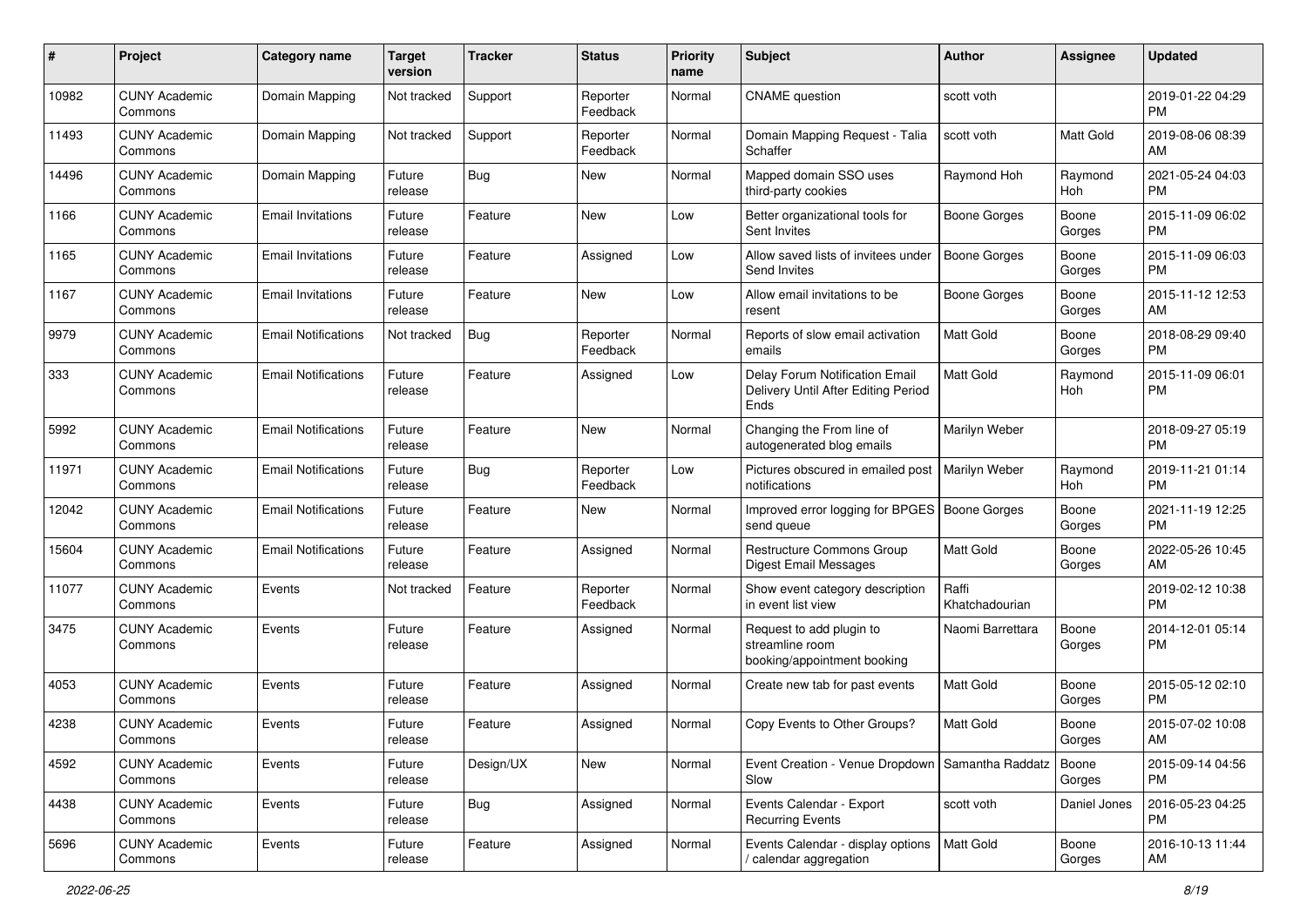| # | Project | Category name | Target version | Tracker | Status | Priority name | Subject | Author | Assignee | Updated |
|---|---|---|---|---|---|---|---|---|---|---|
| 10982 | CUNY Academic Commons | Domain Mapping | Not tracked | Support | Reporter Feedback | Normal | CNAME question | scott voth | | 2019-01-22 04:29 PM |
| 11493 | CUNY Academic Commons | Domain Mapping | Not tracked | Support | Reporter Feedback | Normal | Domain Mapping Request - Talia Schaffer | scott voth | Matt Gold | 2019-08-06 08:39 AM |
| 14496 | CUNY Academic Commons | Domain Mapping | Future release | Bug | New | Normal | Mapped domain SSO uses third-party cookies | Raymond Hoh | Raymond Hoh | 2021-05-24 04:03 PM |
| 1166 | CUNY Academic Commons | Email Invitations | Future release | Feature | New | Low | Better organizational tools for Sent Invites | Boone Gorges | Boone Gorges | 2015-11-09 06:02 PM |
| 1165 | CUNY Academic Commons | Email Invitations | Future release | Feature | Assigned | Low | Allow saved lists of invitees under Send Invites | Boone Gorges | Boone Gorges | 2015-11-09 06:03 PM |
| 1167 | CUNY Academic Commons | Email Invitations | Future release | Feature | New | Low | Allow email invitations to be resent | Boone Gorges | Boone Gorges | 2015-11-12 12:53 AM |
| 9979 | CUNY Academic Commons | Email Notifications | Not tracked | Bug | Reporter Feedback | Normal | Reports of slow email activation emails | Matt Gold | Boone Gorges | 2018-08-29 09:40 PM |
| 333 | CUNY Academic Commons | Email Notifications | Future release | Feature | Assigned | Low | Delay Forum Notification Email Delivery Until After Editing Period Ends | Matt Gold | Raymond Hoh | 2015-11-09 06:01 PM |
| 5992 | CUNY Academic Commons | Email Notifications | Future release | Feature | New | Normal | Changing the From line of autogenerated blog emails | Marilyn Weber | | 2018-09-27 05:19 PM |
| 11971 | CUNY Academic Commons | Email Notifications | Future release | Bug | Reporter Feedback | Low | Pictures obscured in emailed post notifications | Marilyn Weber | Raymond Hoh | 2019-11-21 01:14 PM |
| 12042 | CUNY Academic Commons | Email Notifications | Future release | Feature | New | Normal | Improved error logging for BPGES send queue | Boone Gorges | Boone Gorges | 2021-11-19 12:25 PM |
| 15604 | CUNY Academic Commons | Email Notifications | Future release | Feature | Assigned | Normal | Restructure Commons Group Digest Email Messages | Matt Gold | Boone Gorges | 2022-05-26 10:45 AM |
| 11077 | CUNY Academic Commons | Events | Not tracked | Feature | Reporter Feedback | Normal | Show event category description in event list view | Raffi Khatchadourian | | 2019-02-12 10:38 PM |
| 3475 | CUNY Academic Commons | Events | Future release | Feature | Assigned | Normal | Request to add plugin to streamline room booking/appointment booking | Naomi Barrettara | Boone Gorges | 2014-12-01 05:14 PM |
| 4053 | CUNY Academic Commons | Events | Future release | Feature | Assigned | Normal | Create new tab for past events | Matt Gold | Boone Gorges | 2015-05-12 02:10 PM |
| 4238 | CUNY Academic Commons | Events | Future release | Feature | Assigned | Normal | Copy Events to Other Groups? | Matt Gold | Boone Gorges | 2015-07-02 10:08 AM |
| 4592 | CUNY Academic Commons | Events | Future release | Design/UX | New | Normal | Event Creation - Venue Dropdown Slow | Samantha Raddatz | Boone Gorges | 2015-09-14 04:56 PM |
| 4438 | CUNY Academic Commons | Events | Future release | Bug | Assigned | Normal | Events Calendar - Export Recurring Events | scott voth | Daniel Jones | 2016-05-23 04:25 PM |
| 5696 | CUNY Academic Commons | Events | Future release | Feature | Assigned | Normal | Events Calendar - display options / calendar aggregation | Matt Gold | Boone Gorges | 2016-10-13 11:44 AM |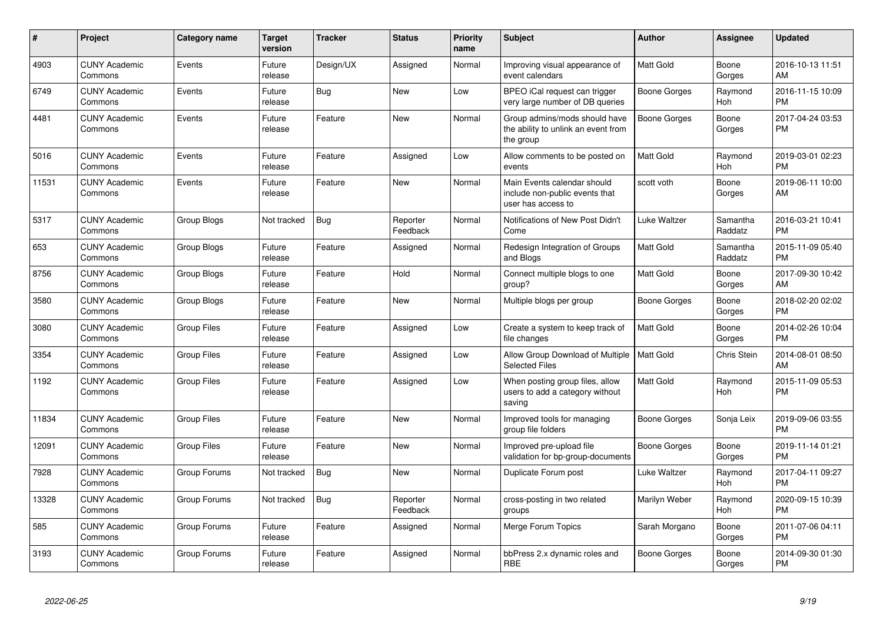| # | Project | Category name | Target version | Tracker | Status | Priority name | Subject | Author | Assignee | Updated |
|---|---|---|---|---|---|---|---|---|---|---|
| 4903 | CUNY Academic Commons | Events | Future release | Design/UX | Assigned | Normal | Improving visual appearance of event calendars | Matt Gold | Boone Gorges | 2016-10-13 11:51 AM |
| 6749 | CUNY Academic Commons | Events | Future release | Bug | New | Low | BPEO iCal request can trigger very large number of DB queries | Boone Gorges | Raymond Hoh | 2016-11-15 10:09 PM |
| 4481 | CUNY Academic Commons | Events | Future release | Feature | New | Normal | Group admins/mods should have the ability to unlink an event from the group | Boone Gorges | Boone Gorges | 2017-04-24 03:53 PM |
| 5016 | CUNY Academic Commons | Events | Future release | Feature | Assigned | Low | Allow comments to be posted on events | Matt Gold | Raymond Hoh | 2019-03-01 02:23 PM |
| 11531 | CUNY Academic Commons | Events | Future release | Feature | New | Normal | Main Events calendar should include non-public events that user has access to | scott voth | Boone Gorges | 2019-06-11 10:00 AM |
| 5317 | CUNY Academic Commons | Group Blogs | Not tracked | Bug | Reporter Feedback | Normal | Notifications of New Post Didn't Come | Luke Waltzer | Samantha Raddatz | 2016-03-21 10:41 PM |
| 653 | CUNY Academic Commons | Group Blogs | Future release | Feature | Assigned | Normal | Redesign Integration of Groups and Blogs | Matt Gold | Samantha Raddatz | 2015-11-09 05:40 PM |
| 8756 | CUNY Academic Commons | Group Blogs | Future release | Feature | Hold | Normal | Connect multiple blogs to one group? | Matt Gold | Boone Gorges | 2017-09-30 10:42 AM |
| 3580 | CUNY Academic Commons | Group Blogs | Future release | Feature | New | Normal | Multiple blogs per group | Boone Gorges | Boone Gorges | 2018-02-20 02:02 PM |
| 3080 | CUNY Academic Commons | Group Files | Future release | Feature | Assigned | Low | Create a system to keep track of file changes | Matt Gold | Boone Gorges | 2014-02-26 10:04 PM |
| 3354 | CUNY Academic Commons | Group Files | Future release | Feature | Assigned | Low | Allow Group Download of Multiple Selected Files | Matt Gold | Chris Stein | 2014-08-01 08:50 AM |
| 1192 | CUNY Academic Commons | Group Files | Future release | Feature | Assigned | Low | When posting group files, allow users to add a category without saving | Matt Gold | Raymond Hoh | 2015-11-09 05:53 PM |
| 11834 | CUNY Academic Commons | Group Files | Future release | Feature | New | Normal | Improved tools for managing group file folders | Boone Gorges | Sonja Leix | 2019-09-06 03:55 PM |
| 12091 | CUNY Academic Commons | Group Files | Future release | Feature | New | Normal | Improved pre-upload file validation for bp-group-documents | Boone Gorges | Boone Gorges | 2019-11-14 01:21 PM |
| 7928 | CUNY Academic Commons | Group Forums | Not tracked | Bug | New | Normal | Duplicate Forum post | Luke Waltzer | Raymond Hoh | 2017-04-11 09:27 PM |
| 13328 | CUNY Academic Commons | Group Forums | Not tracked | Bug | Reporter Feedback | Normal | cross-posting in two related groups | Marilyn Weber | Raymond Hoh | 2020-09-15 10:39 PM |
| 585 | CUNY Academic Commons | Group Forums | Future release | Feature | Assigned | Normal | Merge Forum Topics | Sarah Morgano | Boone Gorges | 2011-07-06 04:11 PM |
| 3193 | CUNY Academic Commons | Group Forums | Future release | Feature | Assigned | Normal | bbPress 2.x dynamic roles and RBE | Boone Gorges | Boone Gorges | 2014-09-30 01:30 PM |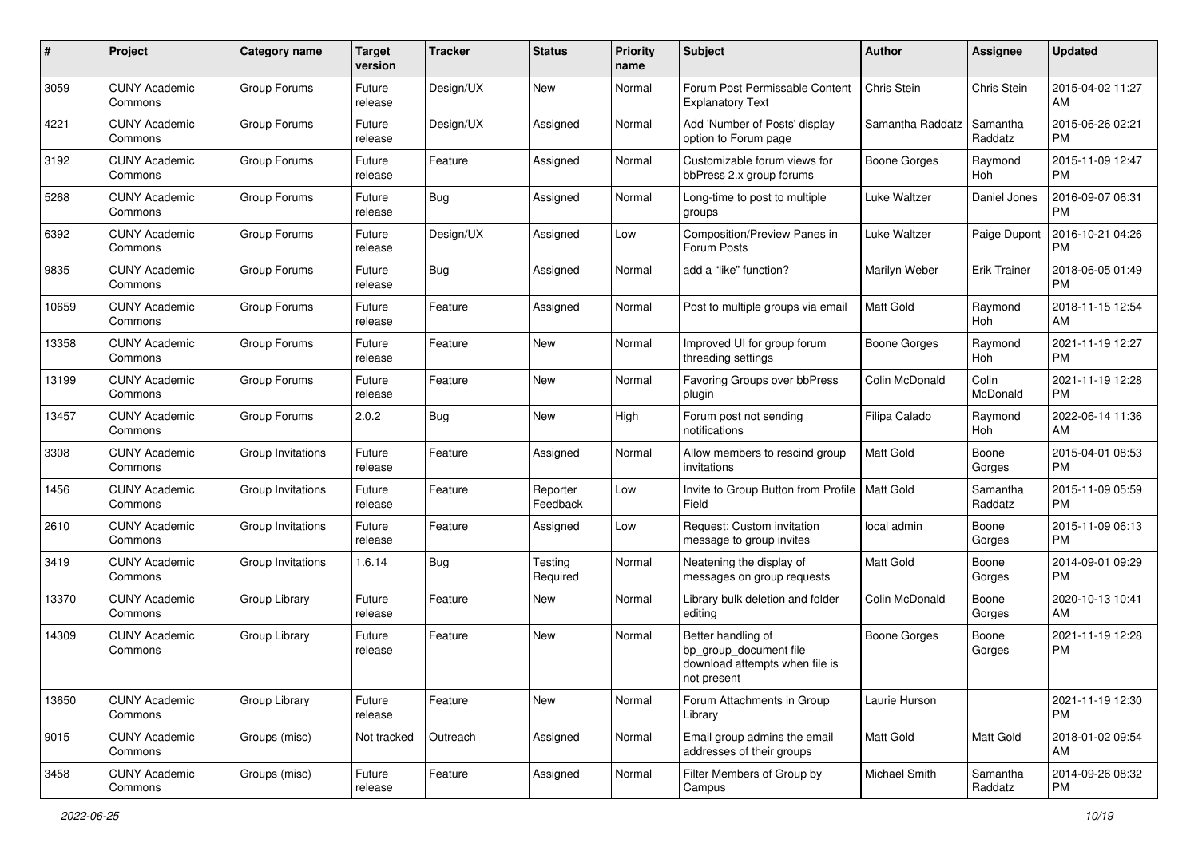| # | Project | Category name | Target version | Tracker | Status | Priority name | Subject | Author | Assignee | Updated |
|---|---|---|---|---|---|---|---|---|---|---|
| 3059 | CUNY Academic Commons | Group Forums | Future release | Design/UX | New | Normal | Forum Post Permissable Content Explanatory Text | Chris Stein | Chris Stein | 2015-04-02 11:27 AM |
| 4221 | CUNY Academic Commons | Group Forums | Future release | Design/UX | Assigned | Normal | Add 'Number of Posts' display option to Forum page | Samantha Raddatz | Samantha Raddatz | 2015-06-26 02:21 PM |
| 3192 | CUNY Academic Commons | Group Forums | Future release | Feature | Assigned | Normal | Customizable forum views for bbPress 2.x group forums | Boone Gorges | Raymond Hoh | 2015-11-09 12:47 PM |
| 5268 | CUNY Academic Commons | Group Forums | Future release | Bug | Assigned | Normal | Long-time to post to multiple groups | Luke Waltzer | Daniel Jones | 2016-09-07 06:31 PM |
| 6392 | CUNY Academic Commons | Group Forums | Future release | Design/UX | Assigned | Low | Composition/Preview Panes in Forum Posts | Luke Waltzer | Paige Dupont | 2016-10-21 04:26 PM |
| 9835 | CUNY Academic Commons | Group Forums | Future release | Bug | Assigned | Normal | add a "like" function? | Marilyn Weber | Erik Trainer | 2018-06-05 01:49 PM |
| 10659 | CUNY Academic Commons | Group Forums | Future release | Feature | Assigned | Normal | Post to multiple groups via email | Matt Gold | Raymond Hoh | 2018-11-15 12:54 AM |
| 13358 | CUNY Academic Commons | Group Forums | Future release | Feature | New | Normal | Improved UI for group forum threading settings | Boone Gorges | Raymond Hoh | 2021-11-19 12:27 PM |
| 13199 | CUNY Academic Commons | Group Forums | Future release | Feature | New | Normal | Favoring Groups over bbPress plugin | Colin McDonald | Colin McDonald | 2021-11-19 12:28 PM |
| 13457 | CUNY Academic Commons | Group Forums | 2.0.2 | Bug | New | High | Forum post not sending notifications | Filipa Calado | Raymond Hoh | 2022-06-14 11:36 AM |
| 3308 | CUNY Academic Commons | Group Invitations | Future release | Feature | Assigned | Normal | Allow members to rescind group invitations | Matt Gold | Boone Gorges | 2015-04-01 08:53 PM |
| 1456 | CUNY Academic Commons | Group Invitations | Future release | Feature | Reporter Feedback | Low | Invite to Group Button from Profile Field | Matt Gold | Samantha Raddatz | 2015-11-09 05:59 PM |
| 2610 | CUNY Academic Commons | Group Invitations | Future release | Feature | Assigned | Low | Request: Custom invitation message to group invites | local admin | Boone Gorges | 2015-11-09 06:13 PM |
| 3419 | CUNY Academic Commons | Group Invitations | 1.6.14 | Bug | Testing Required | Normal | Neatening the display of messages on group requests | Matt Gold | Boone Gorges | 2014-09-01 09:29 PM |
| 13370 | CUNY Academic Commons | Group Library | Future release | Feature | New | Normal | Library bulk deletion and folder editing | Colin McDonald | Boone Gorges | 2020-10-13 10:41 AM |
| 14309 | CUNY Academic Commons | Group Library | Future release | Feature | New | Normal | Better handling of bp_group_document file download attempts when file is not present | Boone Gorges | Boone Gorges | 2021-11-19 12:28 PM |
| 13650 | CUNY Academic Commons | Group Library | Future release | Feature | New | Normal | Forum Attachments in Group Library | Laurie Hurson | | 2021-11-19 12:30 PM |
| 9015 | CUNY Academic Commons | Groups (misc) | Not tracked | Outreach | Assigned | Normal | Email group admins the email addresses of their groups | Matt Gold | Matt Gold | 2018-01-02 09:54 AM |
| 3458 | CUNY Academic Commons | Groups (misc) | Future release | Feature | Assigned | Normal | Filter Members of Group by Campus | Michael Smith | Samantha Raddatz | 2014-09-26 08:32 PM |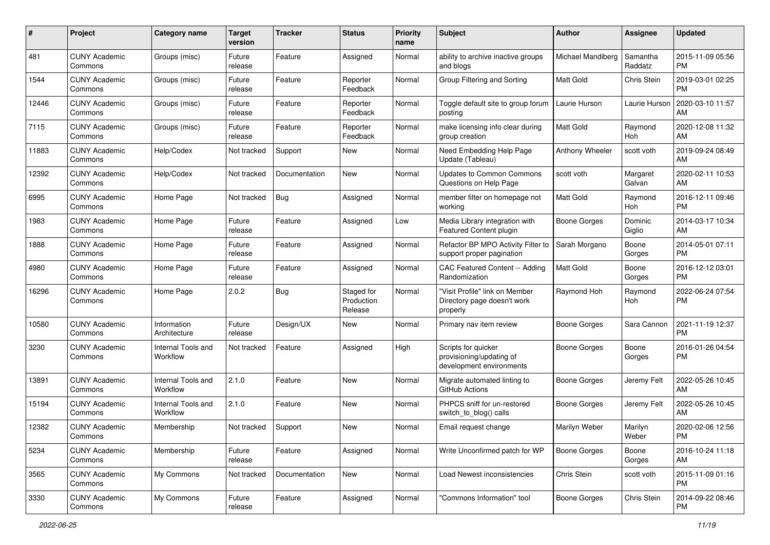| # | Project | Category name | Target version | Tracker | Status | Priority name | Subject | Author | Assignee | Updated |
|---|---|---|---|---|---|---|---|---|---|---|
| 481 | CUNY Academic Commons | Groups (misc) | Future release | Feature | Assigned | Normal | ability to archive inactive groups and blogs | Michael Mandiberg | Samantha Raddatz | 2015-11-09 05:56 PM |
| 1544 | CUNY Academic Commons | Groups (misc) | Future release | Feature | Reporter Feedback | Normal | Group Filtering and Sorting | Matt Gold | Chris Stein | 2019-03-01 02:25 PM |
| 12446 | CUNY Academic Commons | Groups (misc) | Future release | Feature | Reporter Feedback | Normal | Toggle default site to group forum posting | Laurie Hurson | Laurie Hurson | 2020-03-10 11:57 AM |
| 7115 | CUNY Academic Commons | Groups (misc) | Future release | Feature | Reporter Feedback | Normal | make licensing info clear during group creation | Matt Gold | Raymond Hoh | 2020-12-08 11:32 AM |
| 11883 | CUNY Academic Commons | Help/Codex | Not tracked | Support | New | Normal | Need Embedding Help Page Update (Tableau) | Anthony Wheeler | scott voth | 2019-09-24 08:49 AM |
| 12392 | CUNY Academic Commons | Help/Codex | Not tracked | Documentation | New | Normal | Updates to Common Commons Questions on Help Page | scott voth | Margaret Galvan | 2020-02-11 10:53 AM |
| 6995 | CUNY Academic Commons | Home Page | Not tracked | Bug | Assigned | Normal | member filter on homepage not working | Matt Gold | Raymond Hoh | 2016-12-11 09:46 PM |
| 1983 | CUNY Academic Commons | Home Page | Future release | Feature | Assigned | Low | Media Library integration with Featured Content plugin | Boone Gorges | Dominic Giglio | 2014-03-17 10:34 AM |
| 1888 | CUNY Academic Commons | Home Page | Future release | Feature | Assigned | Normal | Refactor BP MPO Activity Filter to support proper pagination | Sarah Morgano | Boone Gorges | 2014-05-01 07:11 PM |
| 4980 | CUNY Academic Commons | Home Page | Future release | Feature | Assigned | Normal | CAC Featured Content -- Adding Randomization | Matt Gold | Boone Gorges | 2016-12-12 03:01 PM |
| 16296 | CUNY Academic Commons | Home Page | 2.0.2 | Bug | Staged for Production Release | Normal | "Visit Profile" link on Member Directory page doesn't work properly | Raymond Hoh | Raymond Hoh | 2022-06-24 07:54 PM |
| 10580 | CUNY Academic Commons | Information Architecture | Future release | Design/UX | New | Normal | Primary nav item review | Boone Gorges | Sara Cannon | 2021-11-19 12:37 PM |
| 3230 | CUNY Academic Commons | Internal Tools and Workflow | Not tracked | Feature | Assigned | High | Scripts for quicker provisioning/updating of development environments | Boone Gorges | Boone Gorges | 2016-01-26 04:54 PM |
| 13891 | CUNY Academic Commons | Internal Tools and Workflow | 2.1.0 | Feature | New | Normal | Migrate automated linting to GitHub Actions | Boone Gorges | Jeremy Felt | 2022-05-26 10:45 AM |
| 15194 | CUNY Academic Commons | Internal Tools and Workflow | 2.1.0 | Feature | New | Normal | PHPCS sniff for un-restored switch_to_blog() calls | Boone Gorges | Jeremy Felt | 2022-05-26 10:45 AM |
| 12382 | CUNY Academic Commons | Membership | Not tracked | Support | New | Normal | Email request change | Marilyn Weber | Marilyn Weber | 2020-02-06 12:56 PM |
| 5234 | CUNY Academic Commons | Membership | Future release | Feature | Assigned | Normal | Write Unconfirmed patch for WP | Boone Gorges | Boone Gorges | 2016-10-24 11:18 AM |
| 3565 | CUNY Academic Commons | My Commons | Not tracked | Documentation | New | Normal | Load Newest inconsistencies | Chris Stein | scott voth | 2015-11-09 01:16 PM |
| 3330 | CUNY Academic Commons | My Commons | Future release | Feature | Assigned | Normal | "Commons Information" tool | Boone Gorges | Chris Stein | 2014-09-22 08:46 PM |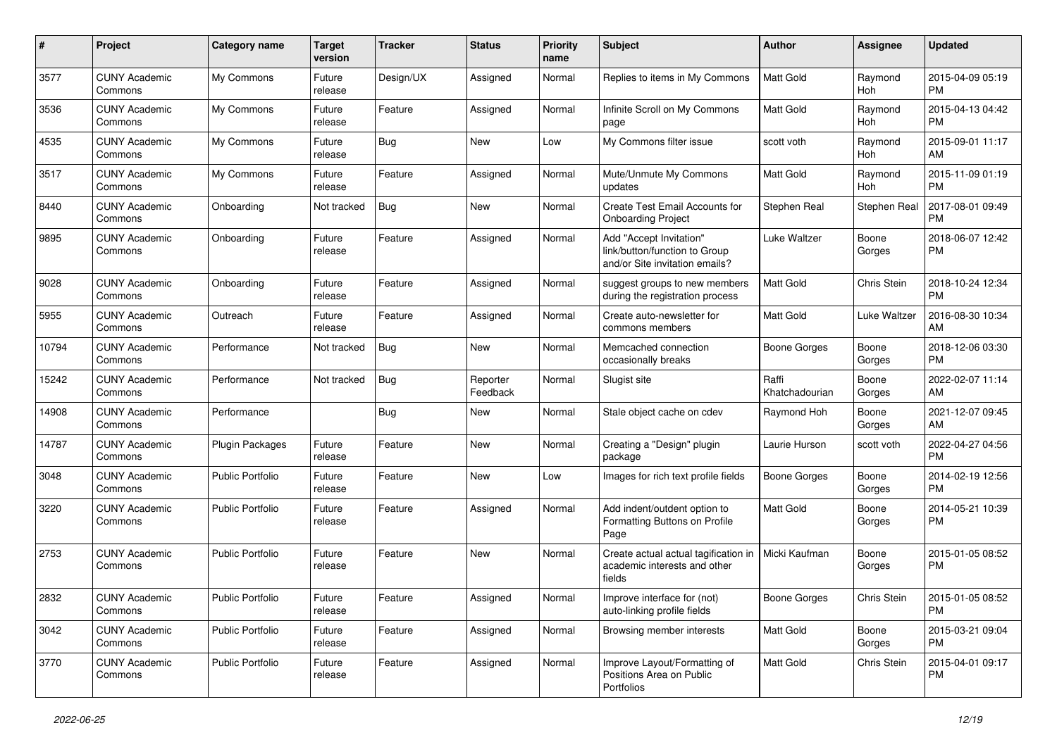| # | Project | Category name | Target version | Tracker | Status | Priority name | Subject | Author | Assignee | Updated |
|---|---|---|---|---|---|---|---|---|---|---|
| 3577 | CUNY Academic Commons | My Commons | Future release | Design/UX | Assigned | Normal | Replies to items in My Commons | Matt Gold | Raymond Hoh | 2015-04-09 05:19 PM |
| 3536 | CUNY Academic Commons | My Commons | Future release | Feature | Assigned | Normal | Infinite Scroll on My Commons page | Matt Gold | Raymond Hoh | 2015-04-13 04:42 PM |
| 4535 | CUNY Academic Commons | My Commons | Future release | Bug | New | Low | My Commons filter issue | scott voth | Raymond Hoh | 2015-09-01 11:17 AM |
| 3517 | CUNY Academic Commons | My Commons | Future release | Feature | Assigned | Normal | Mute/Unmute My Commons updates | Matt Gold | Raymond Hoh | 2015-11-09 01:19 PM |
| 8440 | CUNY Academic Commons | Onboarding | Not tracked | Bug | New | Normal | Create Test Email Accounts for Onboarding Project | Stephen Real | Stephen Real | 2017-08-01 09:49 PM |
| 9895 | CUNY Academic Commons | Onboarding | Future release | Feature | Assigned | Normal | Add "Accept Invitation" link/button/function to Group and/or Site invitation emails? | Luke Waltzer | Boone Gorges | 2018-06-07 12:42 PM |
| 9028 | CUNY Academic Commons | Onboarding | Future release | Feature | Assigned | Normal | suggest groups to new members during the registration process | Matt Gold | Chris Stein | 2018-10-24 12:34 PM |
| 5955 | CUNY Academic Commons | Outreach | Future release | Feature | Assigned | Normal | Create auto-newsletter for commons members | Matt Gold | Luke Waltzer | 2016-08-30 10:34 AM |
| 10794 | CUNY Academic Commons | Performance | Not tracked | Bug | New | Normal | Memcached connection occasionally breaks | Boone Gorges | Boone Gorges | 2018-12-06 03:30 PM |
| 15242 | CUNY Academic Commons | Performance | Not tracked | Bug | Reporter Feedback | Normal | Slugist site | Raffi Khatchadourian | Boone Gorges | 2022-02-07 11:14 AM |
| 14908 | CUNY Academic Commons | Performance | | Bug | New | Normal | Stale object cache on cdev | Raymond Hoh | Boone Gorges | 2021-12-07 09:45 AM |
| 14787 | CUNY Academic Commons | Plugin Packages | Future release | Feature | New | Normal | Creating a "Design" plugin package | Laurie Hurson | scott voth | 2022-04-27 04:56 PM |
| 3048 | CUNY Academic Commons | Public Portfolio | Future release | Feature | New | Low | Images for rich text profile fields | Boone Gorges | Boone Gorges | 2014-02-19 12:56 PM |
| 3220 | CUNY Academic Commons | Public Portfolio | Future release | Feature | Assigned | Normal | Add indent/outdent option to Formatting Buttons on Profile Page | Matt Gold | Boone Gorges | 2014-05-21 10:39 PM |
| 2753 | CUNY Academic Commons | Public Portfolio | Future release | Feature | New | Normal | Create actual actual tagification in academic interests and other fields | Micki Kaufman | Boone Gorges | 2015-01-05 08:52 PM |
| 2832 | CUNY Academic Commons | Public Portfolio | Future release | Feature | Assigned | Normal | Improve interface for (not) auto-linking profile fields | Boone Gorges | Chris Stein | 2015-01-05 08:52 PM |
| 3042 | CUNY Academic Commons | Public Portfolio | Future release | Feature | Assigned | Normal | Browsing member interests | Matt Gold | Boone Gorges | 2015-03-21 09:04 PM |
| 3770 | CUNY Academic Commons | Public Portfolio | Future release | Feature | Assigned | Normal | Improve Layout/Formatting of Positions Area on Public Portfolios | Matt Gold | Chris Stein | 2015-04-01 09:17 PM |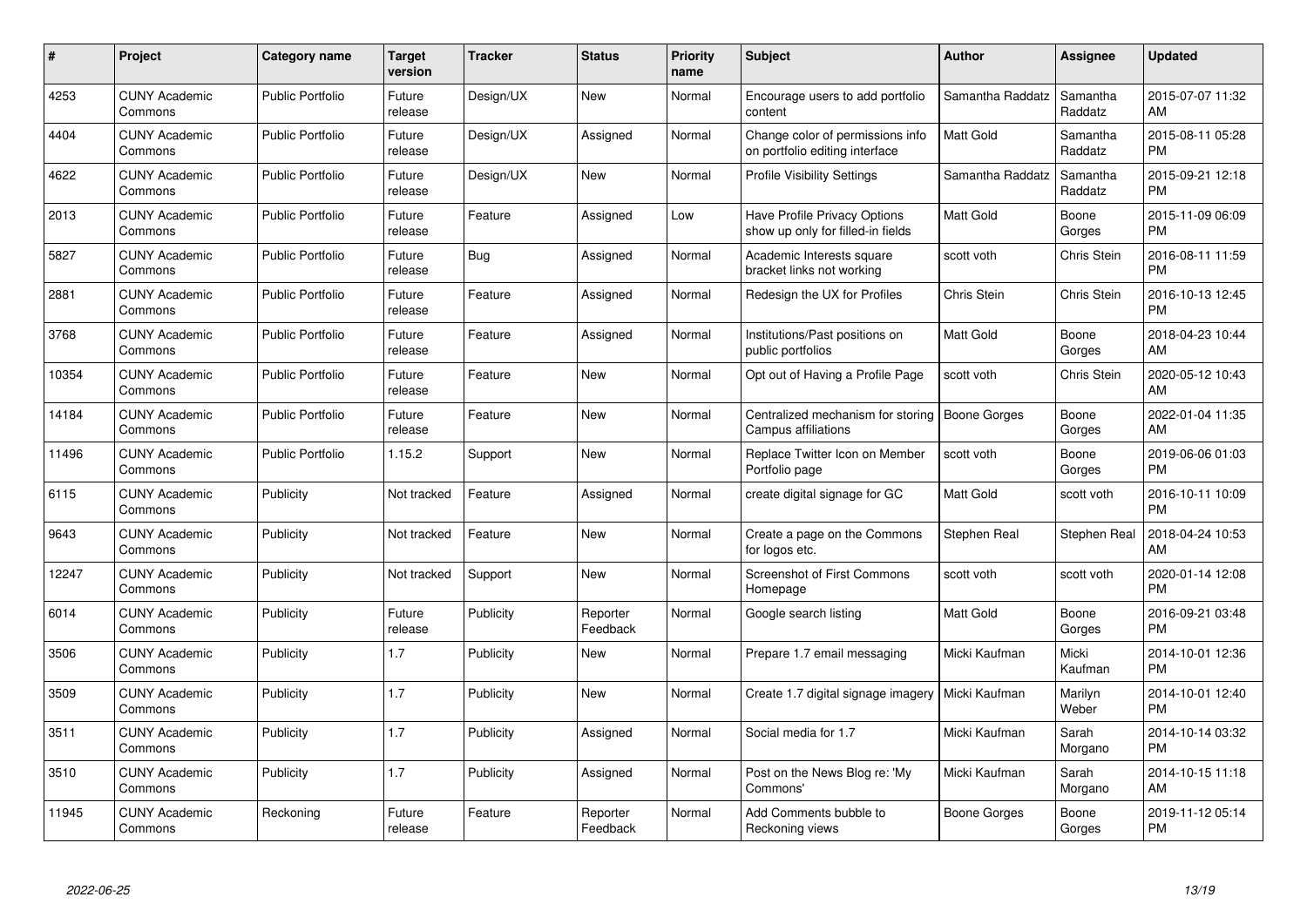| # | Project | Category name | Target version | Tracker | Status | Priority name | Subject | Author | Assignee | Updated |
|---|---|---|---|---|---|---|---|---|---|---|
| 4253 | CUNY Academic Commons | Public Portfolio | Future release | Design/UX | New | Normal | Encourage users to add portfolio content | Samantha Raddatz | Samantha Raddatz | 2015-07-07 11:32 AM |
| 4404 | CUNY Academic Commons | Public Portfolio | Future release | Design/UX | Assigned | Normal | Change color of permissions info on portfolio editing interface | Matt Gold | Samantha Raddatz | 2015-08-11 05:28 PM |
| 4622 | CUNY Academic Commons | Public Portfolio | Future release | Design/UX | New | Normal | Profile Visibility Settings | Samantha Raddatz | Samantha Raddatz | 2015-09-21 12:18 PM |
| 2013 | CUNY Academic Commons | Public Portfolio | Future release | Feature | Assigned | Low | Have Profile Privacy Options show up only for filled-in fields | Matt Gold | Boone Gorges | 2015-11-09 06:09 PM |
| 5827 | CUNY Academic Commons | Public Portfolio | Future release | Bug | Assigned | Normal | Academic Interests square bracket links not working | scott voth | Chris Stein | 2016-08-11 11:59 PM |
| 2881 | CUNY Academic Commons | Public Portfolio | Future release | Feature | Assigned | Normal | Redesign the UX for Profiles | Chris Stein | Chris Stein | 2016-10-13 12:45 PM |
| 3768 | CUNY Academic Commons | Public Portfolio | Future release | Feature | Assigned | Normal | Institutions/Past positions on public portfolios | Matt Gold | Boone Gorges | 2018-04-23 10:44 AM |
| 10354 | CUNY Academic Commons | Public Portfolio | Future release | Feature | New | Normal | Opt out of Having a Profile Page | scott voth | Chris Stein | 2020-05-12 10:43 AM |
| 14184 | CUNY Academic Commons | Public Portfolio | Future release | Feature | New | Normal | Centralized mechanism for storing Campus affiliations | Boone Gorges | Boone Gorges | 2022-01-04 11:35 AM |
| 11496 | CUNY Academic Commons | Public Portfolio | 1.15.2 | Support | New | Normal | Replace Twitter Icon on Member Portfolio page | scott voth | Boone Gorges | 2019-06-06 01:03 PM |
| 6115 | CUNY Academic Commons | Publicity | Not tracked | Feature | Assigned | Normal | create digital signage for GC | Matt Gold | scott voth | 2016-10-11 10:09 PM |
| 9643 | CUNY Academic Commons | Publicity | Not tracked | Feature | New | Normal | Create a page on the Commons for logos etc. | Stephen Real | Stephen Real | 2018-04-24 10:53 AM |
| 12247 | CUNY Academic Commons | Publicity | Not tracked | Support | New | Normal | Screenshot of First Commons Homepage | scott voth | scott voth | 2020-01-14 12:08 PM |
| 6014 | CUNY Academic Commons | Publicity | Future release | Publicity | Reporter Feedback | Normal | Google search listing | Matt Gold | Boone Gorges | 2016-09-21 03:48 PM |
| 3506 | CUNY Academic Commons | Publicity | 1.7 | Publicity | New | Normal | Prepare 1.7 email messaging | Micki Kaufman | Micki Kaufman | 2014-10-01 12:36 PM |
| 3509 | CUNY Academic Commons | Publicity | 1.7 | Publicity | New | Normal | Create 1.7 digital signage imagery | Micki Kaufman | Marilyn Weber | 2014-10-01 12:40 PM |
| 3511 | CUNY Academic Commons | Publicity | 1.7 | Publicity | Assigned | Normal | Social media for 1.7 | Micki Kaufman | Sarah Morgano | 2014-10-14 03:32 PM |
| 3510 | CUNY Academic Commons | Publicity | 1.7 | Publicity | Assigned | Normal | Post on the News Blog re: 'My Commons' | Micki Kaufman | Sarah Morgano | 2014-10-15 11:18 AM |
| 11945 | CUNY Academic Commons | Reckoning | Future release | Feature | Reporter Feedback | Normal | Add Comments bubble to Reckoning views | Boone Gorges | Boone Gorges | 2019-11-12 05:14 PM |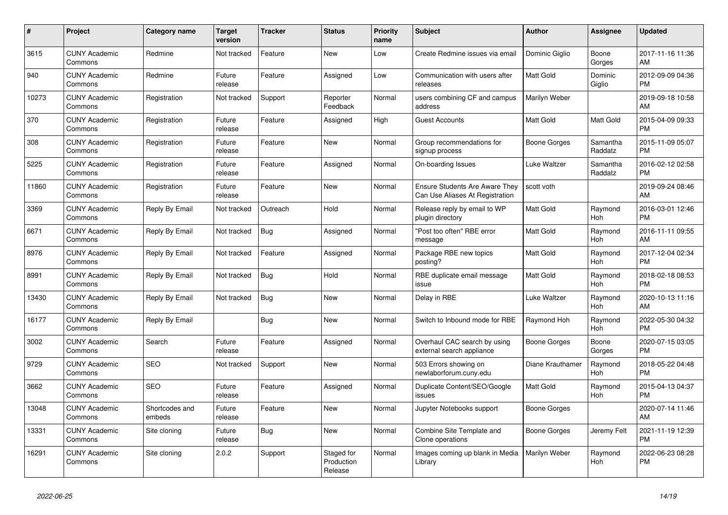| # | Project | Category name | Target version | Tracker | Status | Priority name | Subject | Author | Assignee | Updated |
|---|---|---|---|---|---|---|---|---|---|---|
| 3615 | CUNY Academic Commons | Redmine | Not tracked | Feature | New | Low | Create Redmine issues via email | Dominic Giglio | Boone Gorges | 2017-11-16 11:36 AM |
| 940 | CUNY Academic Commons | Redmine | Future release | Feature | Assigned | Low | Communication with users after releases | Matt Gold | Dominic Giglio | 2012-09-09 04:36 PM |
| 10273 | CUNY Academic Commons | Registration | Not tracked | Support | Reporter Feedback | Normal | users combining CF and campus address | Marilyn Weber | | 2019-09-18 10:58 AM |
| 370 | CUNY Academic Commons | Registration | Future release | Feature | Assigned | High | Guest Accounts | Matt Gold | Matt Gold | 2015-04-09 09:33 PM |
| 308 | CUNY Academic Commons | Registration | Future release | Feature | New | Normal | Group recommendations for signup process | Boone Gorges | Samantha Raddatz | 2015-11-09 05:07 PM |
| 5225 | CUNY Academic Commons | Registration | Future release | Feature | Assigned | Normal | On-boarding Issues | Luke Waltzer | Samantha Raddatz | 2016-02-12 02:58 PM |
| 11860 | CUNY Academic Commons | Registration | Future release | Feature | New | Normal | Ensure Students Are Aware They Can Use Aliases At Registration | scott voth | | 2019-09-24 08:46 AM |
| 3369 | CUNY Academic Commons | Reply By Email | Not tracked | Outreach | Hold | Normal | Release reply by email to WP plugin directory | Matt Gold | Raymond Hoh | 2016-03-01 12:46 PM |
| 6671 | CUNY Academic Commons | Reply By Email | Not tracked | Bug | Assigned | Normal | "Post too often" RBE error message | Matt Gold | Raymond Hoh | 2016-11-11 09:55 AM |
| 8976 | CUNY Academic Commons | Reply By Email | Not tracked | Feature | Assigned | Normal | Package RBE new topics posting? | Matt Gold | Raymond Hoh | 2017-12-04 02:34 PM |
| 8991 | CUNY Academic Commons | Reply By Email | Not tracked | Bug | Hold | Normal | RBE duplicate email message issue | Matt Gold | Raymond Hoh | 2018-02-18 08:53 PM |
| 13430 | CUNY Academic Commons | Reply By Email | Not tracked | Bug | New | Normal | Delay in RBE | Luke Waltzer | Raymond Hoh | 2020-10-13 11:16 AM |
| 16177 | CUNY Academic Commons | Reply By Email | | Bug | New | Normal | Switch to Inbound mode for RBE | Raymond Hoh | Raymond Hoh | 2022-05-30 04:32 PM |
| 3002 | CUNY Academic Commons | Search | Future release | Feature | Assigned | Normal | Overhaul CAC search by using external search appliance | Boone Gorges | Boone Gorges | 2020-07-15 03:05 PM |
| 9729 | CUNY Academic Commons | SEO | Not tracked | Support | New | Normal | 503 Errors showing on newlaborforum.cuny.edu | Diane Krauthamer | Raymond Hoh | 2018-05-22 04:48 PM |
| 3662 | CUNY Academic Commons | SEO | Future release | Feature | Assigned | Normal | Duplicate Content/SEO/Google issues | Matt Gold | Raymond Hoh | 2015-04-13 04:37 PM |
| 13048 | CUNY Academic Commons | Shortcodes and embeds | Future release | Feature | New | Normal | Jupyter Notebooks support | Boone Gorges | | 2020-07-14 11:46 AM |
| 13331 | CUNY Academic Commons | Site cloning | Future release | Bug | New | Normal | Combine Site Template and Clone operations | Boone Gorges | Jeremy Felt | 2021-11-19 12:39 PM |
| 16291 | CUNY Academic Commons | Site cloning | 2.0.2 | Support | Staged for Production Release | Normal | Images coming up blank in Media Library | Marilyn Weber | Raymond Hoh | 2022-06-23 08:28 PM |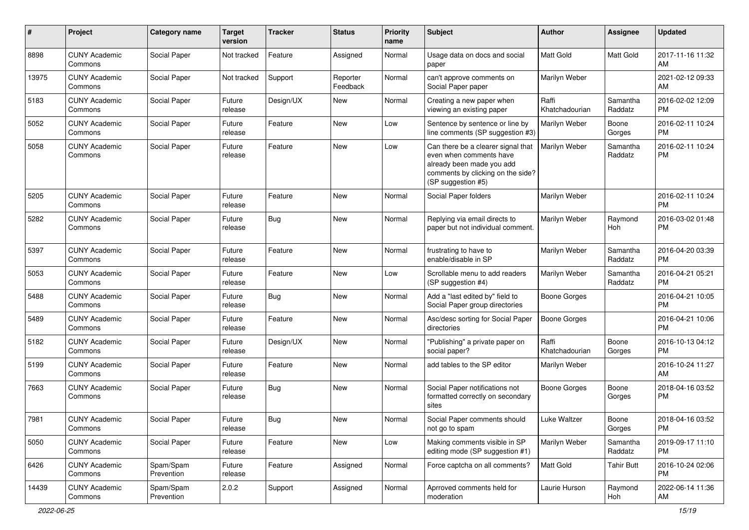| # | Project | Category name | Target version | Tracker | Status | Priority name | Subject | Author | Assignee | Updated |
|---|---|---|---|---|---|---|---|---|---|---|
| 8898 | CUNY Academic Commons | Social Paper | Not tracked | Feature | Assigned | Normal | Usage data on docs and social paper | Matt Gold | Matt Gold | 2017-11-16 11:32 AM |
| 13975 | CUNY Academic Commons | Social Paper | Not tracked | Support | Reporter Feedback | Normal | can't approve comments on Social Paper paper | Marilyn Weber | | 2021-02-12 09:33 AM |
| 5183 | CUNY Academic Commons | Social Paper | Future release | Design/UX | New | Normal | Creating a new paper when viewing an existing paper | Raffi Khatchadourian | Samantha Raddatz | 2016-02-02 12:09 PM |
| 5052 | CUNY Academic Commons | Social Paper | Future release | Feature | New | Low | Sentence by sentence or line by line comments (SP suggestion #3) | Marilyn Weber | Boone Gorges | 2016-02-11 10:24 PM |
| 5058 | CUNY Academic Commons | Social Paper | Future release | Feature | New | Low | Can there be a clearer signal that even when comments have already been made you add comments by clicking on the side? (SP suggestion #5) | Marilyn Weber | Samantha Raddatz | 2016-02-11 10:24 PM |
| 5205 | CUNY Academic Commons | Social Paper | Future release | Feature | New | Normal | Social Paper folders | Marilyn Weber | | 2016-02-11 10:24 PM |
| 5282 | CUNY Academic Commons | Social Paper | Future release | Bug | New | Normal | Replying via email directs to paper but not individual comment. | Marilyn Weber | Raymond Hoh | 2016-03-02 01:48 PM |
| 5397 | CUNY Academic Commons | Social Paper | Future release | Feature | New | Normal | frustrating to have to enable/disable in SP | Marilyn Weber | Samantha Raddatz | 2016-04-20 03:39 PM |
| 5053 | CUNY Academic Commons | Social Paper | Future release | Feature | New | Low | Scrollable menu to add readers (SP suggestion #4) | Marilyn Weber | Samantha Raddatz | 2016-04-21 05:21 PM |
| 5488 | CUNY Academic Commons | Social Paper | Future release | Bug | New | Normal | Add a "last edited by" field to Social Paper group directories | Boone Gorges | | 2016-04-21 10:05 PM |
| 5489 | CUNY Academic Commons | Social Paper | Future release | Feature | New | Normal | Asc/desc sorting for Social Paper directories | Boone Gorges | | 2016-04-21 10:06 PM |
| 5182 | CUNY Academic Commons | Social Paper | Future release | Design/UX | New | Normal | "Publishing" a private paper on social paper? | Raffi Khatchadourian | Boone Gorges | 2016-10-13 04:12 PM |
| 5199 | CUNY Academic Commons | Social Paper | Future release | Feature | New | Normal | add tables to the SP editor | Marilyn Weber | | 2016-10-24 11:27 AM |
| 7663 | CUNY Academic Commons | Social Paper | Future release | Bug | New | Normal | Social Paper notifications not formatted correctly on secondary sites | Boone Gorges | Boone Gorges | 2018-04-16 03:52 PM |
| 7981 | CUNY Academic Commons | Social Paper | Future release | Bug | New | Normal | Social Paper comments should not go to spam | Luke Waltzer | Boone Gorges | 2018-04-16 03:52 PM |
| 5050 | CUNY Academic Commons | Social Paper | Future release | Feature | New | Low | Making comments visible in SP editing mode (SP suggestion #1) | Marilyn Weber | Samantha Raddatz | 2019-09-17 11:10 PM |
| 6426 | CUNY Academic Commons | Spam/Spam Prevention | Future release | Feature | Assigned | Normal | Force captcha on all comments? | Matt Gold | Tahir Butt | 2016-10-24 02:06 PM |
| 14439 | CUNY Academic Commons | Spam/Spam Prevention | 2.0.2 | Support | Assigned | Normal | Aprroved comments held for moderation | Laurie Hurson | Raymond Hoh | 2022-06-14 11:36 AM |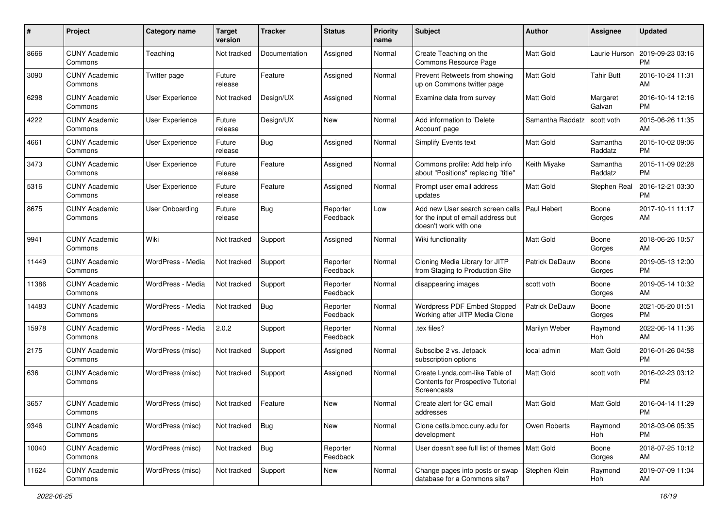| # | Project | Category name | Target version | Tracker | Status | Priority name | Subject | Author | Assignee | Updated |
|---|---|---|---|---|---|---|---|---|---|---|
| 8666 | CUNY Academic Commons | Teaching | Not tracked | Documentation | Assigned | Normal | Create Teaching on the Commons Resource Page | Matt Gold | Laurie Hurson | 2019-09-23 03:16 PM |
| 3090 | CUNY Academic Commons | Twitter page | Future release | Feature | Assigned | Normal | Prevent Retweets from showing up on Commons twitter page | Matt Gold | Tahir Butt | 2016-10-24 11:31 AM |
| 6298 | CUNY Academic Commons | User Experience | Not tracked | Design/UX | Assigned | Normal | Examine data from survey | Matt Gold | Margaret Galvan | 2016-10-14 12:16 PM |
| 4222 | CUNY Academic Commons | User Experience | Future release | Design/UX | New | Normal | Add information to 'Delete Account' page | Samantha Raddatz | scott voth | 2015-06-26 11:35 AM |
| 4661 | CUNY Academic Commons | User Experience | Future release | Bug | Assigned | Normal | Simplify Events text | Matt Gold | Samantha Raddatz | 2015-10-02 09:06 PM |
| 3473 | CUNY Academic Commons | User Experience | Future release | Feature | Assigned | Normal | Commons profile: Add help info about "Positions" replacing "title" | Keith Miyake | Samantha Raddatz | 2015-11-09 02:28 PM |
| 5316 | CUNY Academic Commons | User Experience | Future release | Feature | Assigned | Normal | Prompt user email address updates | Matt Gold | Stephen Real | 2016-12-21 03:30 PM |
| 8675 | CUNY Academic Commons | User Onboarding | Future release | Bug | Reporter Feedback | Low | Add new User search screen calls for the input of email address but doesn't work with one | Paul Hebert | Boone Gorges | 2017-10-11 11:17 AM |
| 9941 | CUNY Academic Commons | Wiki | Not tracked | Support | Assigned | Normal | Wiki functionality | Matt Gold | Boone Gorges | 2018-06-26 10:57 AM |
| 11449 | CUNY Academic Commons | WordPress - Media | Not tracked | Support | Reporter Feedback | Normal | Cloning Media Library for JITP from Staging to Production Site | Patrick DeDauw | Boone Gorges | 2019-05-13 12:00 PM |
| 11386 | CUNY Academic Commons | WordPress - Media | Not tracked | Support | Reporter Feedback | Normal | disappearing images | scott voth | Boone Gorges | 2019-05-14 10:32 AM |
| 14483 | CUNY Academic Commons | WordPress - Media | Not tracked | Bug | Reporter Feedback | Normal | Wordpress PDF Embed Stopped Working after JITP Media Clone | Patrick DeDauw | Boone Gorges | 2021-05-20 01:51 PM |
| 15978 | CUNY Academic Commons | WordPress - Media | 2.0.2 | Support | Reporter Feedback | Normal | .tex files? | Marilyn Weber | Raymond Hoh | 2022-06-14 11:36 AM |
| 2175 | CUNY Academic Commons | WordPress (misc) | Not tracked | Support | Assigned | Normal | Subscibe 2 vs. Jetpack subscription options | local admin | Matt Gold | 2016-01-26 04:58 PM |
| 636 | CUNY Academic Commons | WordPress (misc) | Not tracked | Support | Assigned | Normal | Create Lynda.com-like Table of Contents for Prospective Tutorial Screencasts | Matt Gold | scott voth | 2016-02-23 03:12 PM |
| 3657 | CUNY Academic Commons | WordPress (misc) | Not tracked | Feature | New | Normal | Create alert for GC email addresses | Matt Gold | Matt Gold | 2016-04-14 11:29 PM |
| 9346 | CUNY Academic Commons | WordPress (misc) | Not tracked | Bug | New | Normal | Clone cetls.bmcc.cuny.edu for development | Owen Roberts | Raymond Hoh | 2018-03-06 05:35 PM |
| 10040 | CUNY Academic Commons | WordPress (misc) | Not tracked | Bug | Reporter Feedback | Normal | User doesn't see full list of themes | Matt Gold | Boone Gorges | 2018-07-25 10:12 AM |
| 11624 | CUNY Academic Commons | WordPress (misc) | Not tracked | Support | New | Normal | Change pages into posts or swap database for a Commons site? | Stephen Klein | Raymond Hoh | 2019-07-09 11:04 AM |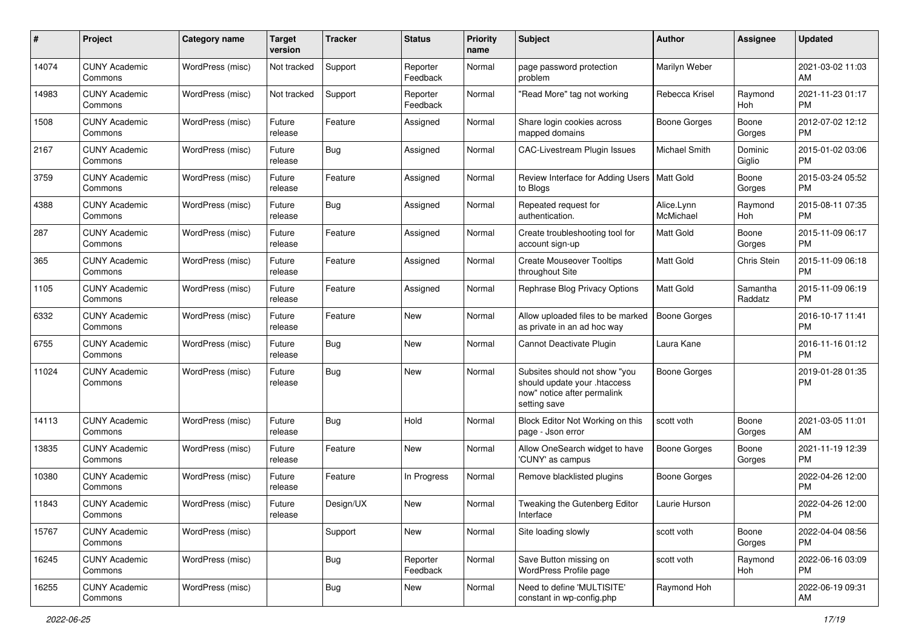| # | Project | Category name | Target version | Tracker | Status | Priority name | Subject | Author | Assignee | Updated |
|---|---|---|---|---|---|---|---|---|---|---|
| 14074 | CUNY Academic Commons | WordPress (misc) | Not tracked | Support | Reporter Feedback | Normal | page password protection problem | Marilyn Weber | | 2021-03-02 11:03 AM |
| 14983 | CUNY Academic Commons | WordPress (misc) | Not tracked | Support | Reporter Feedback | Normal | "Read More" tag not working | Rebecca Krisel | Raymond Hoh | 2021-11-23 01:17 PM |
| 1508 | CUNY Academic Commons | WordPress (misc) | Future release | Feature | Assigned | Normal | Share login cookies across mapped domains | Boone Gorges | Boone Gorges | 2012-07-02 12:12 PM |
| 2167 | CUNY Academic Commons | WordPress (misc) | Future release | Bug | Assigned | Normal | CAC-Livestream Plugin Issues | Michael Smith | Dominic Giglio | 2015-01-02 03:06 PM |
| 3759 | CUNY Academic Commons | WordPress (misc) | Future release | Feature | Assigned | Normal | Review Interface for Adding Users to Blogs | Matt Gold | Boone Gorges | 2015-03-24 05:52 PM |
| 4388 | CUNY Academic Commons | WordPress (misc) | Future release | Bug | Assigned | Normal | Repeated request for authentication. | Alice.Lynn McMichael | Raymond Hoh | 2015-08-11 07:35 PM |
| 287 | CUNY Academic Commons | WordPress (misc) | Future release | Feature | Assigned | Normal | Create troubleshooting tool for account sign-up | Matt Gold | Boone Gorges | 2015-11-09 06:17 PM |
| 365 | CUNY Academic Commons | WordPress (misc) | Future release | Feature | Assigned | Normal | Create Mouseover Tooltips throughout Site | Matt Gold | Chris Stein | 2015-11-09 06:18 PM |
| 1105 | CUNY Academic Commons | WordPress (misc) | Future release | Feature | Assigned | Normal | Rephrase Blog Privacy Options | Matt Gold | Samantha Raddatz | 2015-11-09 06:19 PM |
| 6332 | CUNY Academic Commons | WordPress (misc) | Future release | Feature | New | Normal | Allow uploaded files to be marked as private in an ad hoc way | Boone Gorges | | 2016-10-17 11:41 PM |
| 6755 | CUNY Academic Commons | WordPress (misc) | Future release | Bug | New | Normal | Cannot Deactivate Plugin | Laura Kane | | 2016-11-16 01:12 PM |
| 11024 | CUNY Academic Commons | WordPress (misc) | Future release | Bug | New | Normal | Subsites should not show "you should update your .htaccess now" notice after permalink setting save | Boone Gorges | | 2019-01-28 01:35 PM |
| 14113 | CUNY Academic Commons | WordPress (misc) | Future release | Bug | Hold | Normal | Block Editor Not Working on this page - Json error | scott voth | Boone Gorges | 2021-03-05 11:01 AM |
| 13835 | CUNY Academic Commons | WordPress (misc) | Future release | Feature | New | Normal | Allow OneSearch widget to have 'CUNY' as campus | Boone Gorges | Boone Gorges | 2021-11-19 12:39 PM |
| 10380 | CUNY Academic Commons | WordPress (misc) | Future release | Feature | In Progress | Normal | Remove blacklisted plugins | Boone Gorges | | 2022-04-26 12:00 PM |
| 11843 | CUNY Academic Commons | WordPress (misc) | Future release | Design/UX | New | Normal | Tweaking the Gutenberg Editor Interface | Laurie Hurson | | 2022-04-26 12:00 PM |
| 15767 | CUNY Academic Commons | WordPress (misc) | | Support | New | Normal | Site loading slowly | scott voth | Boone Gorges | 2022-04-04 08:56 PM |
| 16245 | CUNY Academic Commons | WordPress (misc) | | Bug | Reporter Feedback | Normal | Save Button missing on WordPress Profile page | scott voth | Raymond Hoh | 2022-06-16 03:09 PM |
| 16255 | CUNY Academic Commons | WordPress (misc) | | Bug | New | Normal | Need to define 'MULTISITE' constant in wp-config.php | Raymond Hoh | | 2022-06-19 09:31 AM |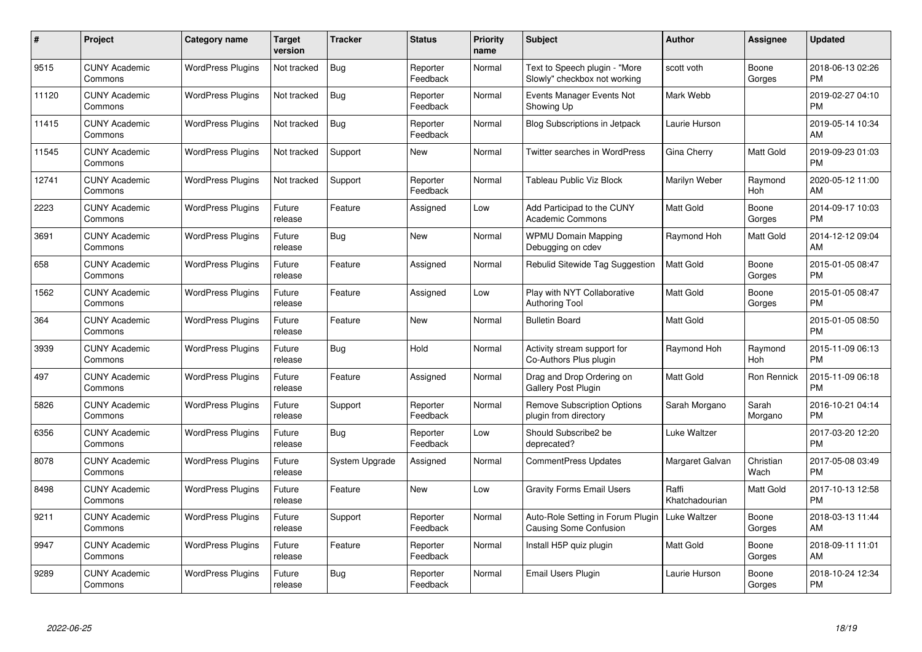| # | Project | Category name | Target version | Tracker | Status | Priority name | Subject | Author | Assignee | Updated |
|---|---|---|---|---|---|---|---|---|---|---|
| 9515 | CUNY Academic Commons | WordPress Plugins | Not tracked | Bug | Reporter Feedback | Normal | Text to Speech plugin - "More Slowly" checkbox not working | scott voth | Boone Gorges | 2018-06-13 02:26 PM |
| 11120 | CUNY Academic Commons | WordPress Plugins | Not tracked | Bug | Reporter Feedback | Normal | Events Manager Events Not Showing Up | Mark Webb | | 2019-02-27 04:10 PM |
| 11415 | CUNY Academic Commons | WordPress Plugins | Not tracked | Bug | Reporter Feedback | Normal | Blog Subscriptions in Jetpack | Laurie Hurson | | 2019-05-14 10:34 AM |
| 11545 | CUNY Academic Commons | WordPress Plugins | Not tracked | Support | New | Normal | Twitter searches in WordPress | Gina Cherry | Matt Gold | 2019-09-23 01:03 PM |
| 12741 | CUNY Academic Commons | WordPress Plugins | Not tracked | Support | Reporter Feedback | Normal | Tableau Public Viz Block | Marilyn Weber | Raymond Hoh | 2020-05-12 11:00 AM |
| 2223 | CUNY Academic Commons | WordPress Plugins | Future release | Feature | Assigned | Low | Add Participad to the CUNY Academic Commons | Matt Gold | Boone Gorges | 2014-09-17 10:03 PM |
| 3691 | CUNY Academic Commons | WordPress Plugins | Future release | Bug | New | Normal | WPMU Domain Mapping Debugging on cdev | Raymond Hoh | Matt Gold | 2014-12-12 09:04 AM |
| 658 | CUNY Academic Commons | WordPress Plugins | Future release | Feature | Assigned | Normal | Rebulid Sitewide Tag Suggestion | Matt Gold | Boone Gorges | 2015-01-05 08:47 PM |
| 1562 | CUNY Academic Commons | WordPress Plugins | Future release | Feature | Assigned | Low | Play with NYT Collaborative Authoring Tool | Matt Gold | Boone Gorges | 2015-01-05 08:47 PM |
| 364 | CUNY Academic Commons | WordPress Plugins | Future release | Feature | New | Normal | Bulletin Board | Matt Gold | | 2015-01-05 08:50 PM |
| 3939 | CUNY Academic Commons | WordPress Plugins | Future release | Bug | Hold | Normal | Activity stream support for Co-Authors Plus plugin | Raymond Hoh | Raymond Hoh | 2015-11-09 06:13 PM |
| 497 | CUNY Academic Commons | WordPress Plugins | Future release | Feature | Assigned | Normal | Drag and Drop Ordering on Gallery Post Plugin | Matt Gold | Ron Rennick | 2015-11-09 06:18 PM |
| 5826 | CUNY Academic Commons | WordPress Plugins | Future release | Support | Reporter Feedback | Normal | Remove Subscription Options plugin from directory | Sarah Morgano | Sarah Morgano | 2016-10-21 04:14 PM |
| 6356 | CUNY Academic Commons | WordPress Plugins | Future release | Bug | Reporter Feedback | Low | Should Subscribe2 be deprecated? | Luke Waltzer | | 2017-03-20 12:20 PM |
| 8078 | CUNY Academic Commons | WordPress Plugins | Future release | System Upgrade | Assigned | Normal | CommentPress Updates | Margaret Galvan | Christian Wach | 2017-05-08 03:49 PM |
| 8498 | CUNY Academic Commons | WordPress Plugins | Future release | Feature | New | Low | Gravity Forms Email Users | Raffi Khatchadourian | Matt Gold | 2017-10-13 12:58 PM |
| 9211 | CUNY Academic Commons | WordPress Plugins | Future release | Support | Reporter Feedback | Normal | Auto-Role Setting in Forum Plugin Causing Some Confusion | Luke Waltzer | Boone Gorges | 2018-03-13 11:44 AM |
| 9947 | CUNY Academic Commons | WordPress Plugins | Future release | Feature | Reporter Feedback | Normal | Install H5P quiz plugin | Matt Gold | Boone Gorges | 2018-09-11 11:01 AM |
| 9289 | CUNY Academic Commons | WordPress Plugins | Future release | Bug | Reporter Feedback | Normal | Email Users Plugin | Laurie Hurson | Boone Gorges | 2018-10-24 12:34 PM |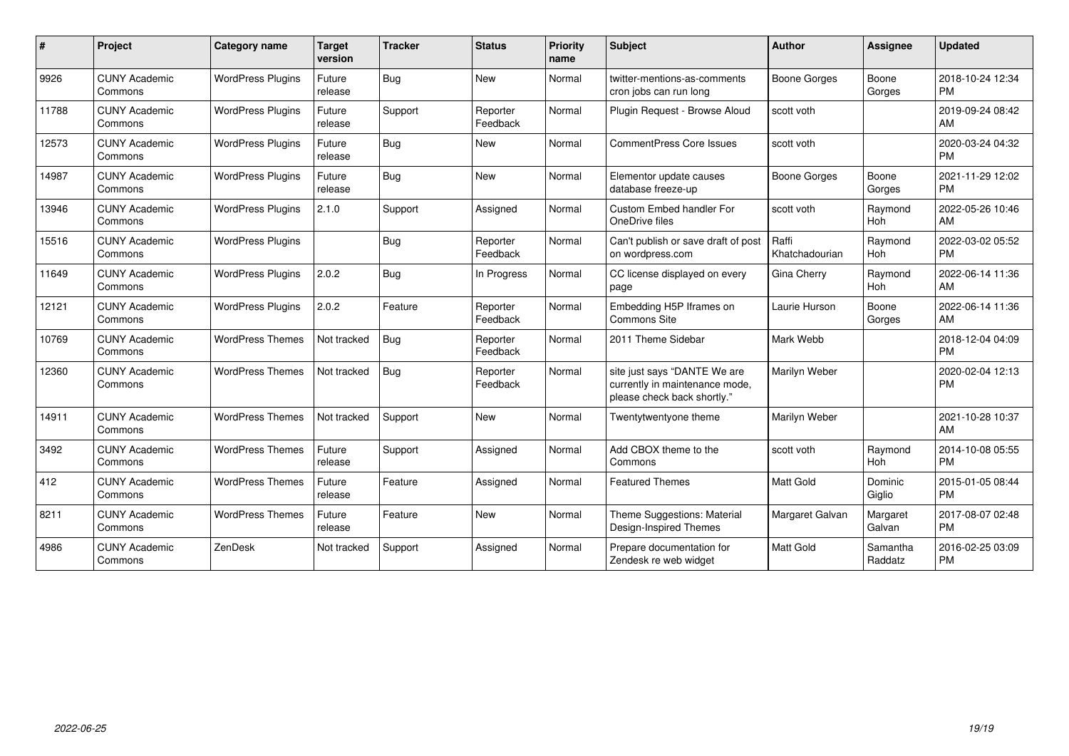| # | Project | Category name | Target version | Tracker | Status | Priority name | Subject | Author | Assignee | Updated |
|---|---|---|---|---|---|---|---|---|---|---|
| 9926 | CUNY Academic Commons | WordPress Plugins | Future release | Bug | New | Normal | twitter-mentions-as-comments cron jobs can run long | Boone Gorges | Boone Gorges | 2018-10-24 12:34 PM |
| 11788 | CUNY Academic Commons | WordPress Plugins | Future release | Support | Reporter Feedback | Normal | Plugin Request - Browse Aloud | scott voth | | 2019-09-24 08:42 AM |
| 12573 | CUNY Academic Commons | WordPress Plugins | Future release | Bug | New | Normal | CommentPress Core Issues | scott voth | | 2020-03-24 04:32 PM |
| 14987 | CUNY Academic Commons | WordPress Plugins | Future release | Bug | New | Normal | Elementor update causes database freeze-up | Boone Gorges | Boone Gorges | 2021-11-29 12:02 PM |
| 13946 | CUNY Academic Commons | WordPress Plugins | 2.1.0 | Support | Assigned | Normal | Custom Embed handler For OneDrive files | scott voth | Raymond Hoh | 2022-05-26 10:46 AM |
| 15516 | CUNY Academic Commons | WordPress Plugins | | Bug | Reporter Feedback | Normal | Can't publish or save draft of post on wordpress.com | Raffi Khatchadourian | Raymond Hoh | 2022-03-02 05:52 PM |
| 11649 | CUNY Academic Commons | WordPress Plugins | 2.0.2 | Bug | In Progress | Normal | CC license displayed on every page | Gina Cherry | Raymond Hoh | 2022-06-14 11:36 AM |
| 12121 | CUNY Academic Commons | WordPress Plugins | 2.0.2 | Feature | Reporter Feedback | Normal | Embedding H5P Iframes on Commons Site | Laurie Hurson | Boone Gorges | 2022-06-14 11:36 AM |
| 10769 | CUNY Academic Commons | WordPress Themes | Not tracked | Bug | Reporter Feedback | Normal | 2011 Theme Sidebar | Mark Webb | | 2018-12-04 04:09 PM |
| 12360 | CUNY Academic Commons | WordPress Themes | Not tracked | Bug | Reporter Feedback | Normal | site just says "DANTE We are currently in maintenance mode, please check back shortly." | Marilyn Weber | | 2020-02-04 12:13 PM |
| 14911 | CUNY Academic Commons | WordPress Themes | Not tracked | Support | New | Normal | Twentytwentyone theme | Marilyn Weber | | 2021-10-28 10:37 AM |
| 3492 | CUNY Academic Commons | WordPress Themes | Future release | Support | Assigned | Normal | Add CBOX theme to the Commons | scott voth | Raymond Hoh | 2014-10-08 05:55 PM |
| 412 | CUNY Academic Commons | WordPress Themes | Future release | Feature | Assigned | Normal | Featured Themes | Matt Gold | Dominic Giglio | 2015-01-05 08:44 PM |
| 8211 | CUNY Academic Commons | WordPress Themes | Future release | Feature | New | Normal | Theme Suggestions: Material Design-Inspired Themes | Margaret Galvan | Margaret Galvan | 2017-08-07 02:48 PM |
| 4986 | CUNY Academic Commons | ZenDesk | Not tracked | Support | Assigned | Normal | Prepare documentation for Zendesk re web widget | Matt Gold | Samantha Raddatz | 2016-02-25 03:09 PM |